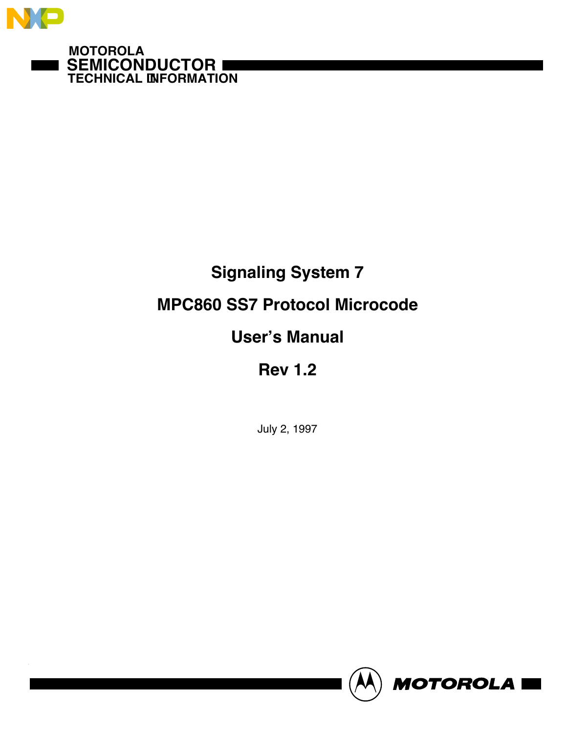MOTOROLA
SEMICONDUCTOR
TECHNICAL INFORMATION

# Signaling System 7

# MPC860 SS7 Protocol Microcode

# User's Manual

# Rev 1.2

July 2, 1997

MOTOROLA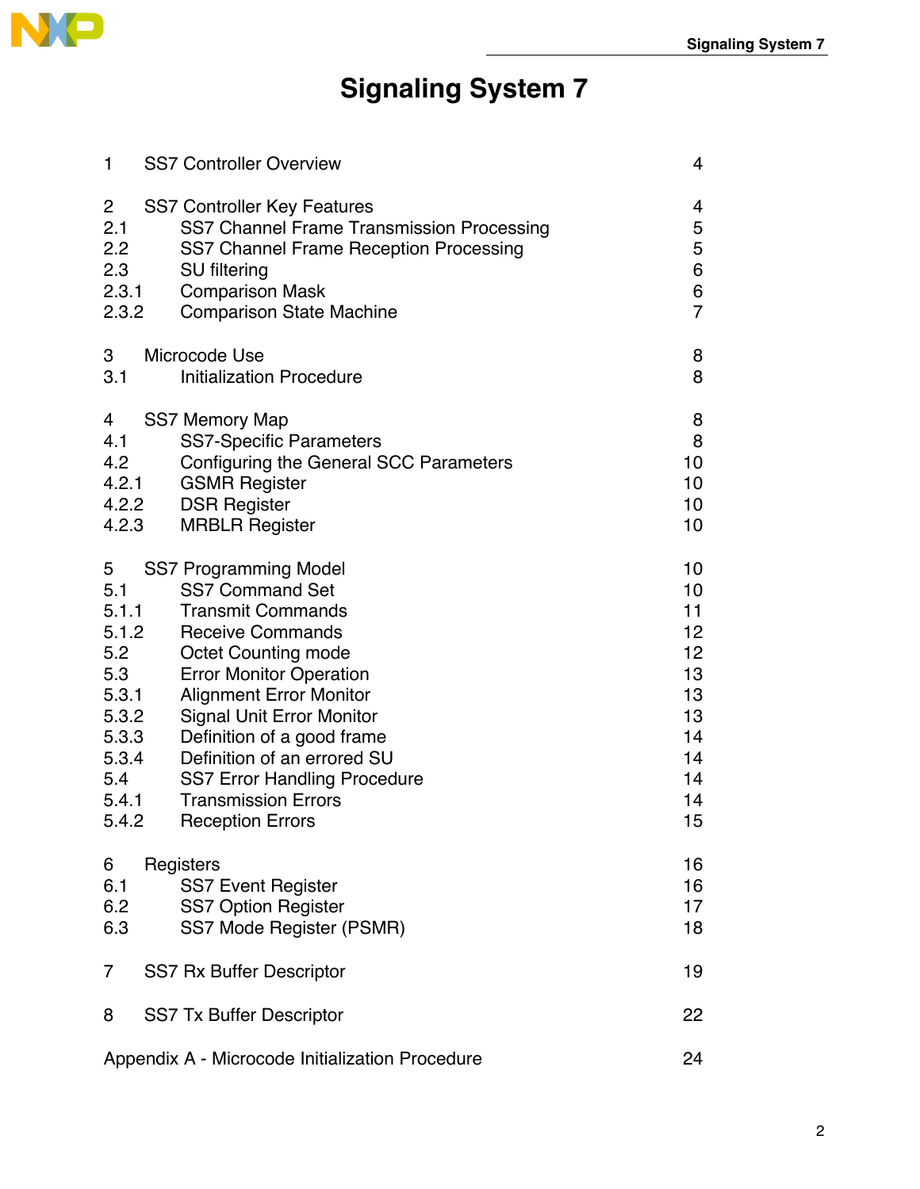# Signaling System 7

| | | |
|---|---|---|
| 1 | SS7 Controller Overview | 4 |
| 2 | SS7 Controller Key Features | 4 |
| 2.1 | SS7 Channel Frame Transmission Processing | 5 |
| 2.2 | SS7 Channel Frame Reception Processing | 5 |
| 2.3 | SU filtering | 6 |
| 2.3.1 | Comparison Mask | 6 |
| 2.3.2 | Comparison State Machine | 7 |
| 3 | Microcode Use | 8 |
| 3.1 | Initialization Procedure | 8 |
| 4 | SS7 Memory Map | 8 |
| 4.1 | SS7-Specific Parameters | 8 |
| 4.2 | Configuring the General SCC Parameters | 10 |
| 4.2.1 | GSMR Register | 10 |
| 4.2.2 | DSR Register | 10 |
| 4.2.3 | MRBLR Register | 10 |
| 5 | SS7 Programming Model | 10 |
| 5.1 | SS7 Command Set | 10 |
| 5.1.1 | Transmit Commands | 11 |
| 5.1.2 | Receive Commands | 12 |
| 5.2 | Octet Counting mode | 12 |
| 5.3 | Error Monitor Operation | 13 |
| 5.3.1 | Alignment Error Monitor | 13 |
| 5.3.2 | Signal Unit Error Monitor | 13 |
| 5.3.3 | Definition of a good frame | 14 |
| 5.3.4 | Definition of an errored SU | 14 |
| 5.4 | SS7 Error Handling Procedure | 14 |
| 5.4.1 | Transmission Errors | 14 |
| 5.4.2 | Reception Errors | 15 |
| 6 | Registers | 16 |
| 6.1 | SS7 Event Register | 16 |
| 6.2 | SS7 Option Register | 17 |
| 6.3 | SS7 Mode Register (PSMR) | 18 |
| 7 | SS7 Rx Buffer Descriptor | 19 |
| 8 | SS7 Tx Buffer Descriptor | 22 |
| | Appendix A - Microcode Initialization Procedure | 24 |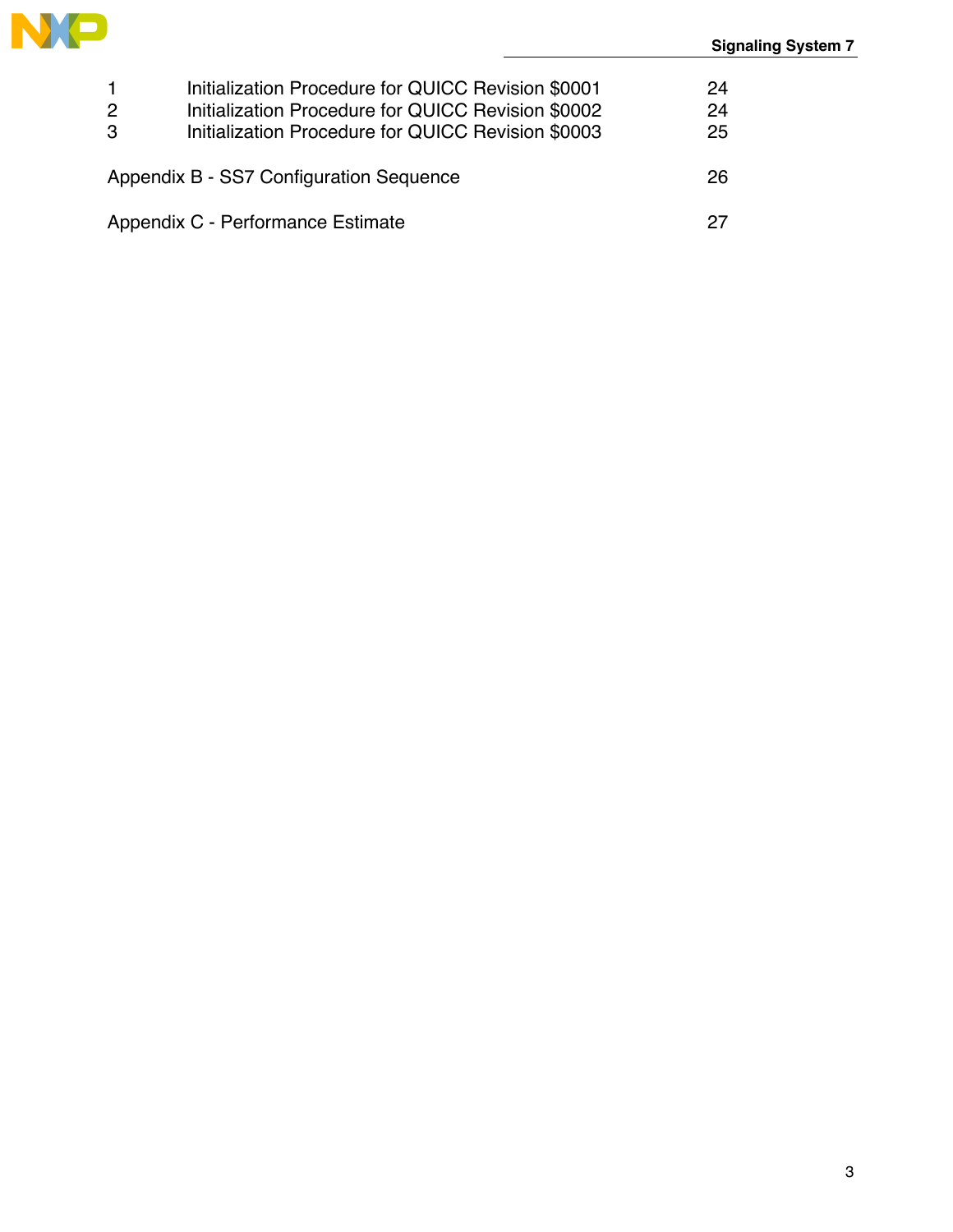| | | |
|---|---|---|
| 1 | Initialization Procedure for QUICC Revision $0001 | 24 |
| 2 | Initialization Procedure for QUICC Revision $0002 | 24 |
| 3 | Initialization Procedure for QUICC Revision $0003 | 25 |

Appendix B - SS7 Configuration Sequence 26

Appendix C - Performance Estimate 27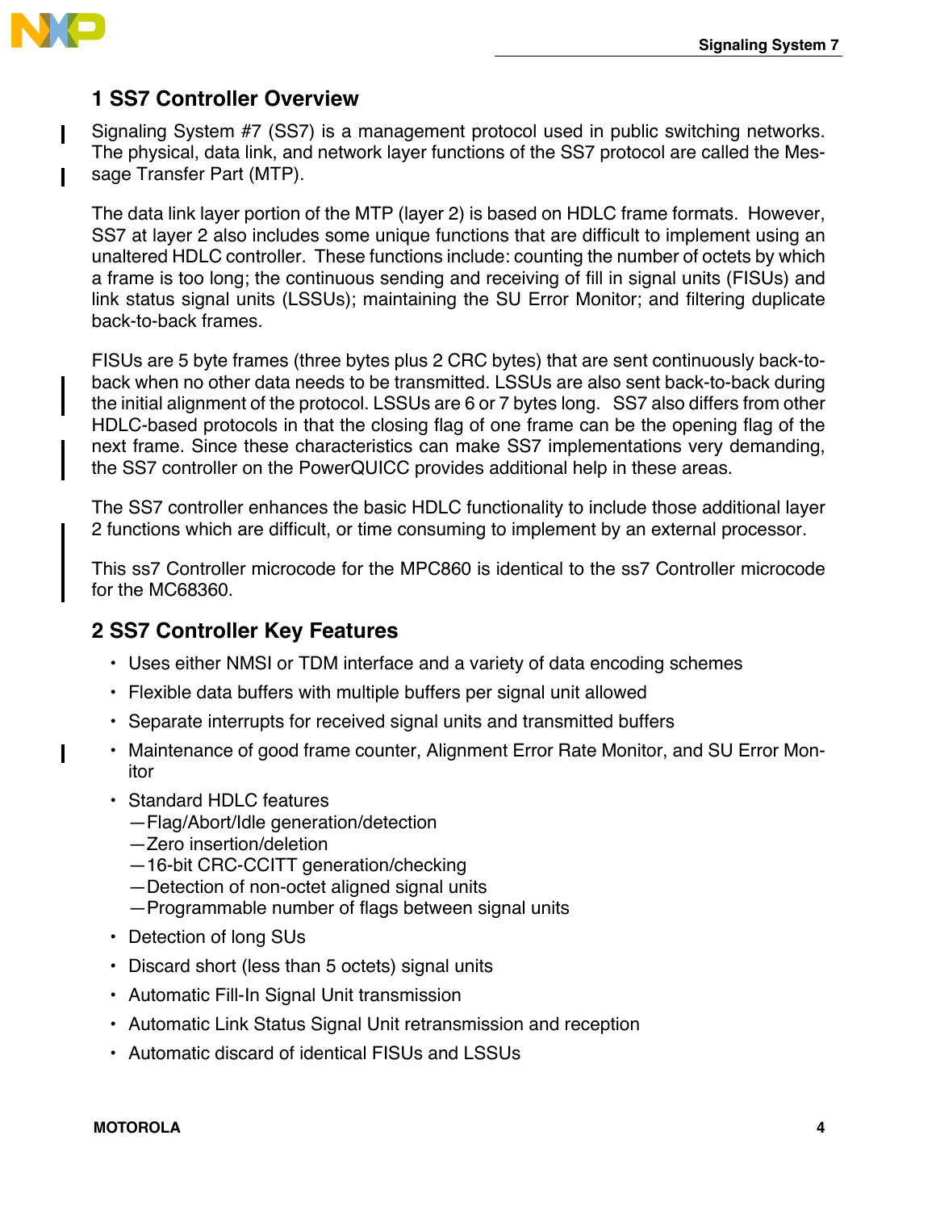## 1 SS7 Controller Overview

Signaling System #7 (SS7) is a management protocol used in public switching networks. The physical, data link, and network layer functions of the SS7 protocol are called the Message Transfer Part (MTP).

The data link layer portion of the MTP (layer 2) is based on HDLC frame formats. However, SS7 at layer 2 also includes some unique functions that are difficult to implement using an unaltered HDLC controller. These functions include: counting the number of octets by which a frame is too long; the continuous sending and receiving of fill in signal units (FISUs) and link status signal units (LSSUs); maintaining the SU Error Monitor; and filtering duplicate back-to-back frames.

FISUs are 5 byte frames (three bytes plus 2 CRC bytes) that are sent continuously back-to-back when no other data needs to be transmitted. LSSUs are also sent back-to-back during the initial alignment of the protocol. LSSUs are 6 or 7 bytes long. SS7 also differs from other HDLC-based protocols in that the closing flag of one frame can be the opening flag of the next frame. Since these characteristics can make SS7 implementations very demanding, the SS7 controller on the PowerQUICC provides additional help in these areas.

The SS7 controller enhances the basic HDLC functionality to include those additional layer 2 functions which are difficult, or time consuming to implement by an external processor.

This ss7 Controller microcode for the MPC860 is identical to the ss7 Controller microcode for the MC68360.

## 2 SS7 Controller Key Features

- Uses either NMSI or TDM interface and a variety of data encoding schemes
- Flexible data buffers with multiple buffers per signal unit allowed
- Separate interrupts for received signal units and transmitted buffers
- Maintenance of good frame counter, Alignment Error Rate Monitor, and SU Error Monitor
- Standard HDLC features
  - Flag/Abort/Idle generation/detection
  - Zero insertion/deletion
  - 16-bit CRC-CCITT generation/checking
  - Detection of non-octet aligned signal units
  - Programmable number of flags between signal units
- Detection of long SUs
- Discard short (less than 5 octets) signal units
- Automatic Fill-In Signal Unit transmission
- Automatic Link Status Signal Unit retransmission and reception
- Automatic discard of identical FISUs and LSSUs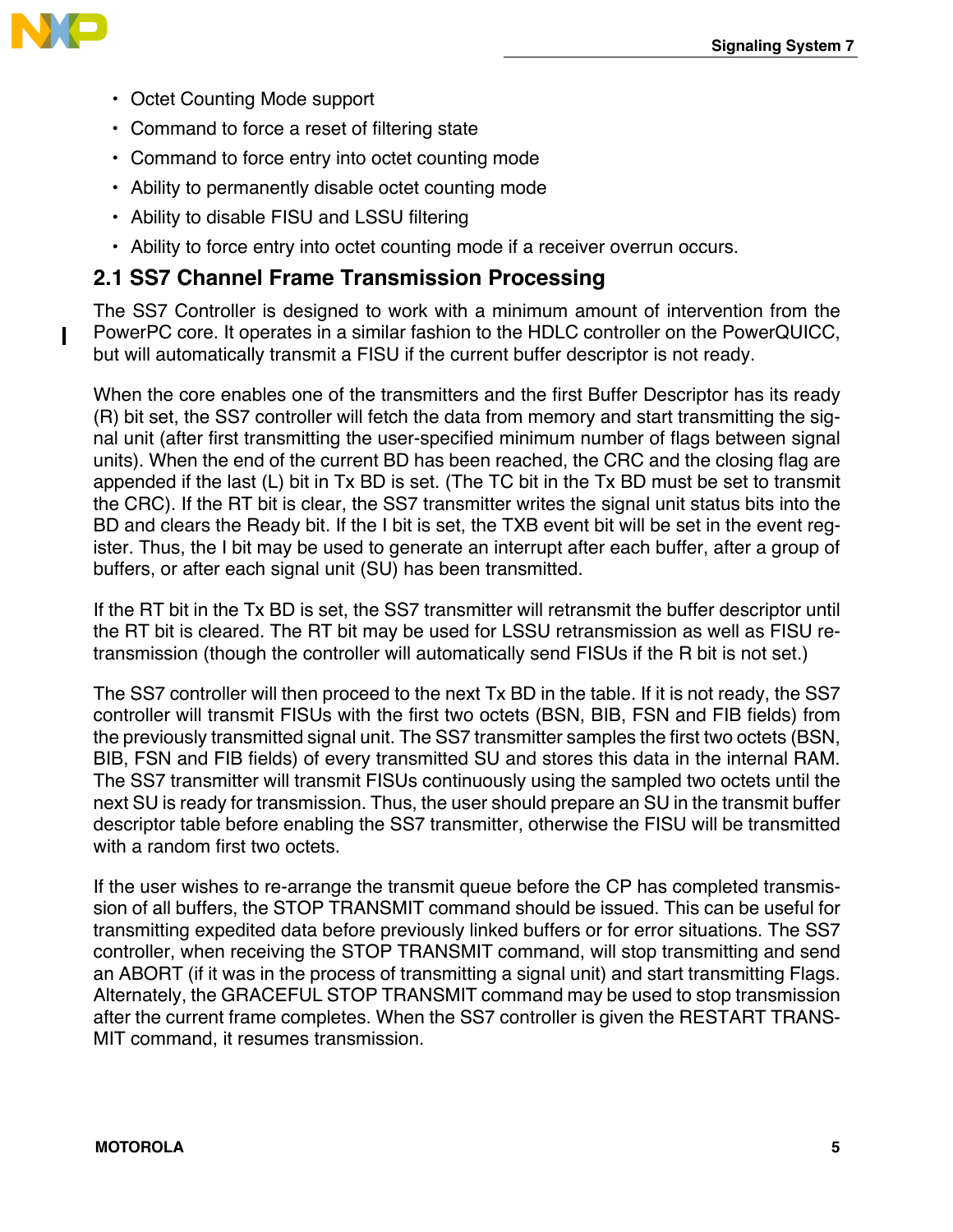- Octet Counting Mode support
- Command to force a reset of filtering state
- Command to force entry into octet counting mode
- Ability to permanently disable octet counting mode
- Ability to disable FISU and LSSU filtering
- Ability to force entry into octet counting mode if a receiver overrun occurs.

## 2.1 SS7 Channel Frame Transmission Processing

The SS7 Controller is designed to work with a minimum amount of intervention from the PowerPC core. It operates in a similar fashion to the HDLC controller on the PowerQUICC, but will automatically transmit a FISU if the current buffer descriptor is not ready.

When the core enables one of the transmitters and the first Buffer Descriptor has its ready (R) bit set, the SS7 controller will fetch the data from memory and start transmitting the signal unit (after first transmitting the user-specified minimum number of flags between signal units). When the end of the current BD has been reached, the CRC and the closing flag are appended if the last (L) bit in Tx BD is set. (The TC bit in the Tx BD must be set to transmit the CRC). If the RT bit is clear, the SS7 transmitter writes the signal unit status bits into the BD and clears the Ready bit. If the I bit is set, the TXB event bit will be set in the event register. Thus, the I bit may be used to generate an interrupt after each buffer, after a group of buffers, or after each signal unit (SU) has been transmitted.

If the RT bit in the Tx BD is set, the SS7 transmitter will retransmit the buffer descriptor until the RT bit is cleared. The RT bit may be used for LSSU retransmission as well as FISU retransmission (though the controller will automatically send FISUs if the R bit is not set.)

The SS7 controller will then proceed to the next Tx BD in the table. If it is not ready, the SS7 controller will transmit FISUs with the first two octets (BSN, BIB, FSN and FIB fields) from the previously transmitted signal unit. The SS7 transmitter samples the first two octets (BSN, BIB, FSN and FIB fields) of every transmitted SU and stores this data in the internal RAM. The SS7 transmitter will transmit FISUs continuously using the sampled two octets until the next SU is ready for transmission. Thus, the user should prepare an SU in the transmit buffer descriptor table before enabling the SS7 transmitter, otherwise the FISU will be transmitted with a random first two octets.

If the user wishes to re-arrange the transmit queue before the CP has completed transmission of all buffers, the STOP TRANSMIT command should be issued. This can be useful for transmitting expedited data before previously linked buffers or for error situations. The SS7 controller, when receiving the STOP TRANSMIT command, will stop transmitting and send an ABORT (if it was in the process of transmitting a signal unit) and start transmitting Flags. Alternately, the GRACEFUL STOP TRANSMIT command may be used to stop transmission after the current frame completes. When the SS7 controller is given the RESTART TRANSMIT command, it resumes transmission.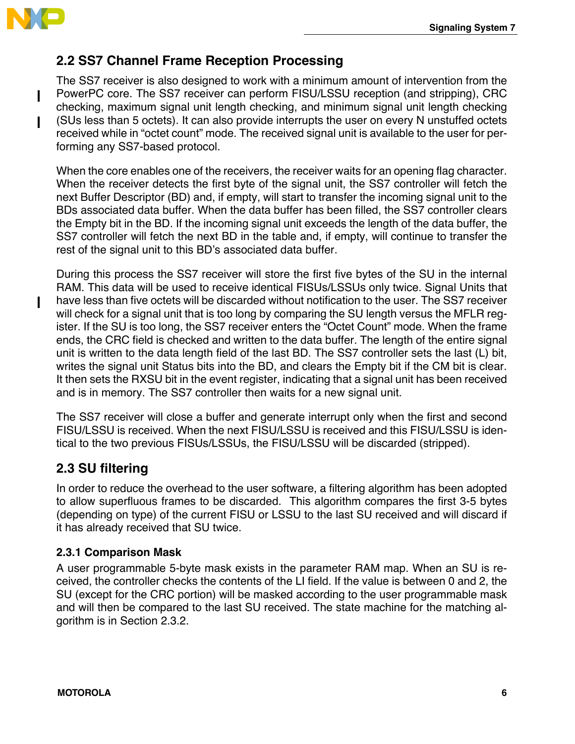## 2.2 SS7 Channel Frame Reception Processing

The SS7 receiver is also designed to work with a minimum amount of intervention from the PowerPC core. The SS7 receiver can perform FISU/LSSU reception (and stripping), CRC checking, maximum signal unit length checking, and minimum signal unit length checking (SUs less than 5 octets). It can also provide interrupts the user on every N unstuffed octets received while in “octet count” mode. The received signal unit is available to the user for performing any SS7-based protocol.

When the core enables one of the receivers, the receiver waits for an opening flag character. When the receiver detects the first byte of the signal unit, the SS7 controller will fetch the next Buffer Descriptor (BD) and, if empty, will start to transfer the incoming signal unit to the BDs associated data buffer. When the data buffer has been filled, the SS7 controller clears the Empty bit in the BD. If the incoming signal unit exceeds the length of the data buffer, the SS7 controller will fetch the next BD in the table and, if empty, will continue to transfer the rest of the signal unit to this BD’s associated data buffer.

During this process the SS7 receiver will store the first five bytes of the SU in the internal RAM. This data will be used to receive identical FISUs/LSSUs only twice. Signal Units that have less than five octets will be discarded without notification to the user. The SS7 receiver will check for a signal unit that is too long by comparing the SU length versus the MFLR register. If the SU is too long, the SS7 receiver enters the “Octet Count” mode. When the frame ends, the CRC field is checked and written to the data buffer. The length of the entire signal unit is written to the data length field of the last BD. The SS7 controller sets the last (L) bit, writes the signal unit Status bits into the BD, and clears the Empty bit if the CM bit is clear. It then sets the RXSU bit in the event register, indicating that a signal unit has been received and is in memory. The SS7 controller then waits for a new signal unit.

The SS7 receiver will close a buffer and generate interrupt only when the first and second FISU/LSSU is received. When the next FISU/LSSU is received and this FISU/LSSU is identical to the two previous FISUs/LSSUs, the FISU/LSSU will be discarded (stripped).

## 2.3 SU filtering

In order to reduce the overhead to the user software, a filtering algorithm has been adopted to allow superfluous frames to be discarded. This algorithm compares the first 3-5 bytes (depending on type) of the current FISU or LSSU to the last SU received and will discard if it has already received that SU twice.

### 2.3.1 Comparison Mask

A user programmable 5-byte mask exists in the parameter RAM map. When an SU is received, the controller checks the contents of the LI field. If the value is between 0 and 2, the SU (except for the CRC portion) will be masked according to the user programmable mask and will then be compared to the last SU received. The state machine for the matching algorithm is in Section 2.3.2.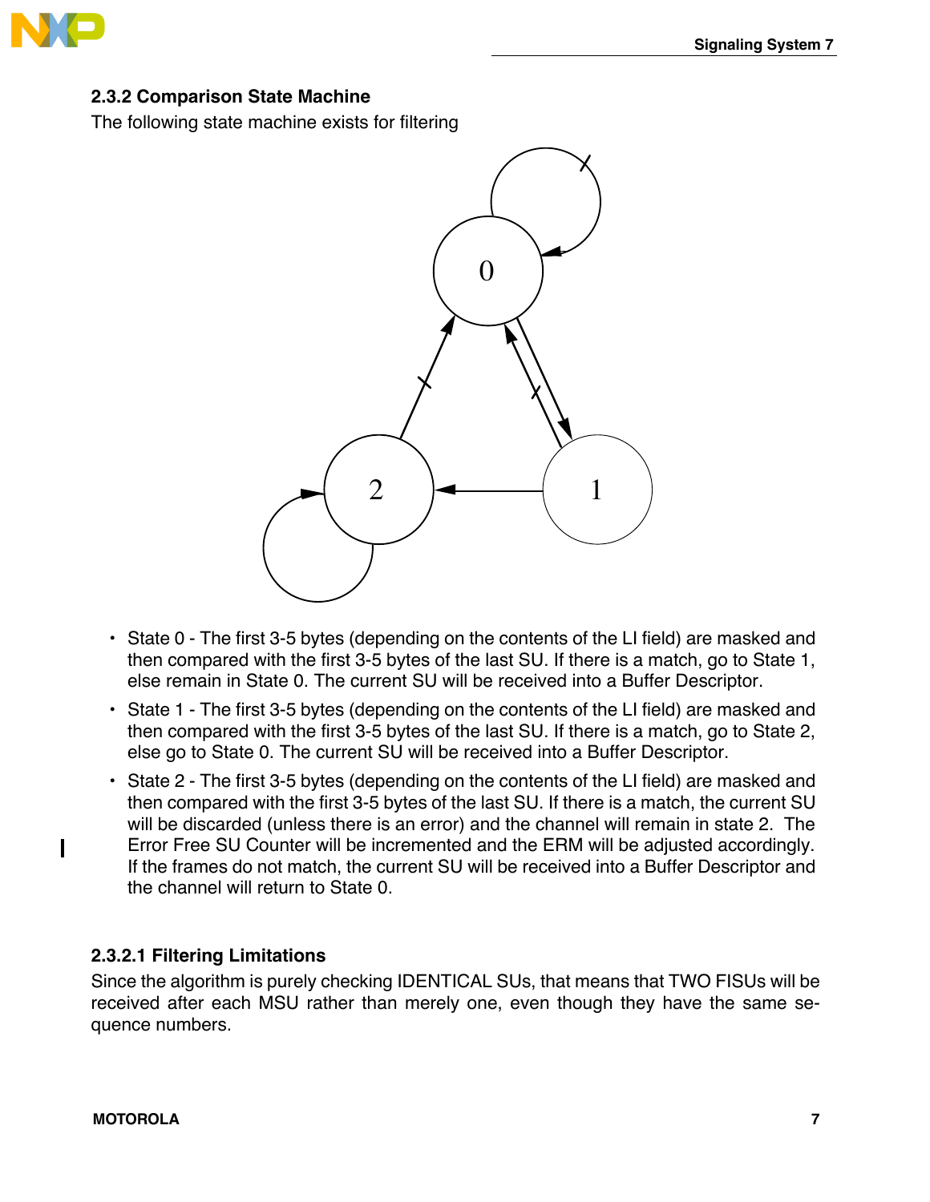### 2.3.2 Comparison State Machine

The following state machine exists for filtering

- State 0 - The first 3-5 bytes (depending on the contents of the LI field) are masked and then compared with the first 3-5 bytes of the last SU. If there is a match, go to State 1, else remain in State 0. The current SU will be received into a Buffer Descriptor.
- State 1 - The first 3-5 bytes (depending on the contents of the LI field) are masked and then compared with the first 3-5 bytes of the last SU. If there is a match, go to State 2, else go to State 0. The current SU will be received into a Buffer Descriptor.
- State 2 - The first 3-5 bytes (depending on the contents of the LI field) are masked and then compared with the first 3-5 bytes of the last SU. If there is a match, the current SU will be discarded (unless there is an error) and the channel will remain in state 2. The Error Free SU Counter will be incremented and the ERM will be adjusted accordingly. If the frames do not match, the current SU will be received into a Buffer Descriptor and the channel will return to State 0.

#### 2.3.2.1 Filtering Limitations

Since the algorithm is purely checking IDENTICAL SUs, that means that TWO FISUs will be received after each MSU rather than merely one, even though they have the same sequence numbers.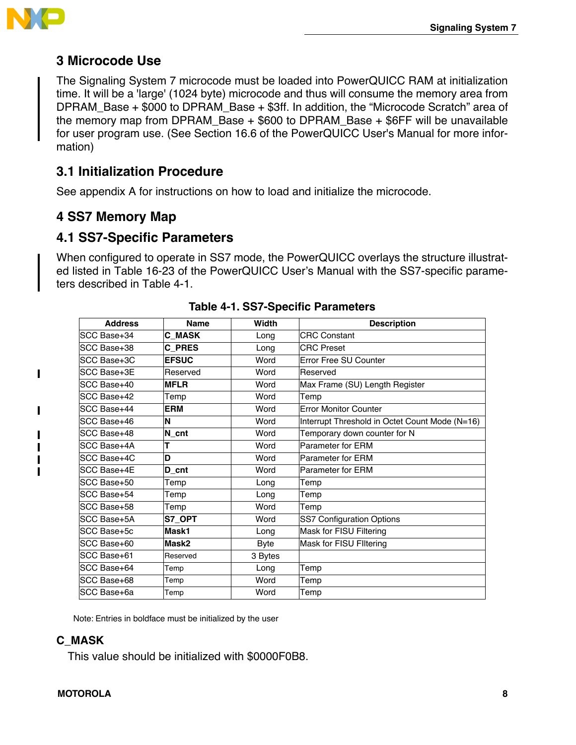## 3 Microcode Use

The Signaling System 7 microcode must be loaded into PowerQUICC RAM at initialization time. It will be a 'large' (1024 byte) microcode and thus will consume the memory area from DPRAM_Base + $000 to DPRAM_Base + $3ff. In addition, the "Microcode Scratch" area of the memory map from DPRAM_Base + $600 to DPRAM_Base + $6FF will be unavailable for user program use. (See Section 16.6 of the PowerQUICC User's Manual for more information)

### 3.1 Initialization Procedure

See appendix A for instructions on how to load and initialize the microcode.

## 4 SS7 Memory Map

### 4.1 SS7-Specific Parameters

When configured to operate in SS7 mode, the PowerQUICC overlays the structure illustrated listed in Table 16-23 of the PowerQUICC User's Manual with the SS7-specific parameters described in Table 4-1.

**Table 4-1. SS7-Specific Parameters**

| Address | Name | Width | Description |
|---|---|---|---|
| SCC Base+34 | **C_MASK** | Long | CRC Constant |
| SCC Base+38 | **C_PRES** | Long | CRC Preset |
| SCC Base+3C | **EFSUC** | Word | Error Free SU Counter |
| SCC Base+3E | Reserved | Word | Reserved |
| SCC Base+40 | **MFLR** | Word | Max Frame (SU) Length Register |
| SCC Base+42 | Temp | Word | Temp |
| SCC Base+44 | **ERM** | Word | Error Monitor Counter |
| SCC Base+46 | **N** | Word | Interrupt Threshold in Octet Count Mode (N=16) |
| SCC Base+48 | **N_cnt** | Word | Temporary down counter for N |
| SCC Base+4A | **T** | Word | Parameter for ERM |
| SCC Base+4C | **D** | Word | Parameter for ERM |
| SCC Base+4E | **D_cnt** | Word | Parameter for ERM |
| SCC Base+50 | Temp | Long | Temp |
| SCC Base+54 | Temp | Long | Temp |
| SCC Base+58 | Temp | Word | Temp |
| SCC Base+5A | **S7_OPT** | Word | SS7 Configuration Options |
| SCC Base+5c | **Mask1** | Long | Mask for FISU Filtering |
| SCC Base+60 | **Mask2** | Byte | Mask for FISU FIltering |
| SCC Base+61 | Reserved | 3 Bytes | |
| SCC Base+64 | Temp | Long | Temp |
| SCC Base+68 | Temp | Word | Temp |
| SCC Base+6a | Temp | Word | Temp |

Note: Entries in boldface must be initialized by the user

### C_MASK

This value should be initialized with $0000F0B8.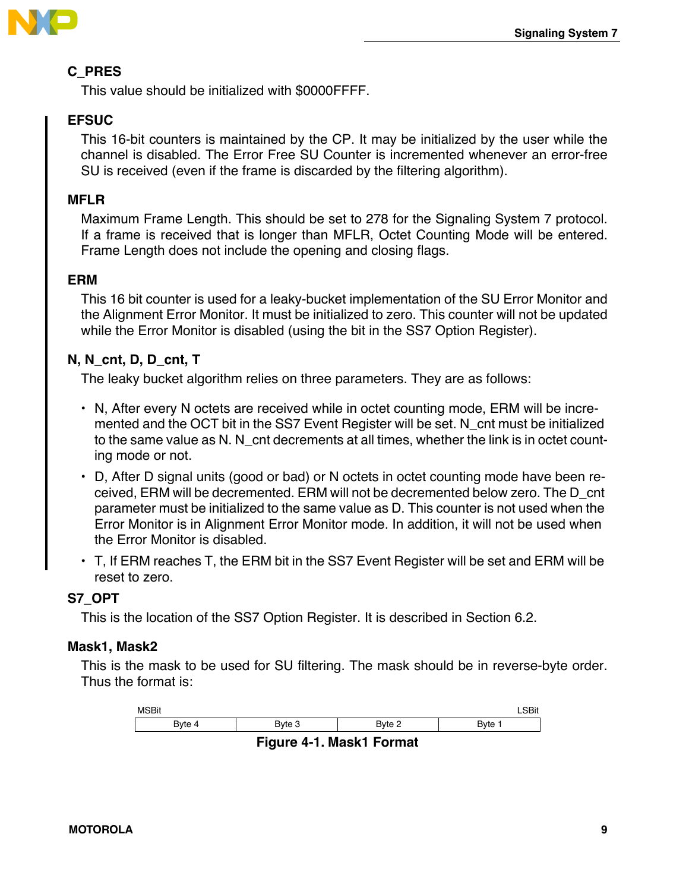### C_PRES

This value should be initialized with $0000FFFF.

### EFSUC

This 16-bit counters is maintained by the CP. It may be initialized by the user while the channel is disabled. The Error Free SU Counter is incremented whenever an error-free SU is received (even if the frame is discarded by the filtering algorithm).

### MFLR

Maximum Frame Length. This should be set to 278 for the Signaling System 7 protocol. If a frame is received that is longer than MFLR, Octet Counting Mode will be entered. Frame Length does not include the opening and closing flags.

### ERM

This 16 bit counter is used for a leaky-bucket implementation of the SU Error Monitor and the Alignment Error Monitor. It must be initialized to zero. This counter will not be updated while the Error Monitor is disabled (using the bit in the SS7 Option Register).

### N, N_cnt, D, D_cnt, T

The leaky bucket algorithm relies on three parameters. They are as follows:

- N, After every N octets are received while in octet counting mode, ERM will be incremented and the OCT bit in the SS7 Event Register will be set. N_cnt must be initialized to the same value as N. N_cnt decrements at all times, whether the link is in octet counting mode or not.
- D, After D signal units (good or bad) or N octets in octet counting mode have been received, ERM will be decremented. ERM will not be decremented below zero. The D_cnt parameter must be initialized to the same value as D. This counter is not used when the Error Monitor is in Alignment Error Monitor mode. In addition, it will not be used when the Error Monitor is disabled.
- T, If ERM reaches T, the ERM bit in the SS7 Event Register will be set and ERM will be reset to zero.

### S7_OPT

This is the location of the SS7 Option Register. It is described in Section 6.2.

### Mask1, Mask2

This is the mask to be used for SU filtering. The mask should be in reverse-byte order. Thus the format is:

| MSBit | | | LSBit |
|---|---|---|---|
| Byte 4 | Byte 3 | Byte 2 | Byte 1 |

**Figure 4-1. Mask1 Format**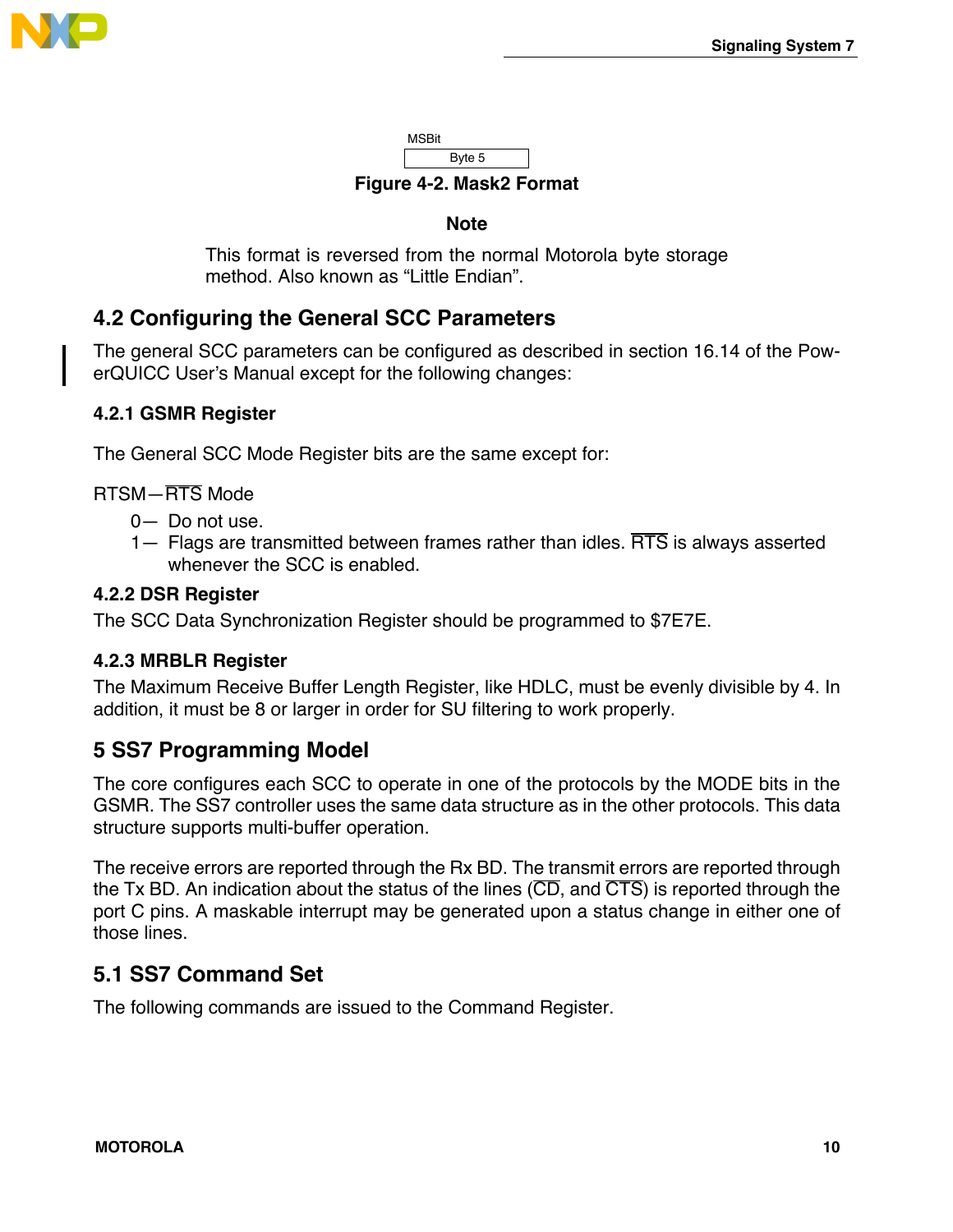MSBit

| Byte 5 |
|---|

Figure 4-2. Mask2 Format

**Note**

This format is reversed from the normal Motorola byte storage method. Also known as “Little Endian”.

## 4.2 Configuring the General SCC Parameters

The general SCC parameters can be configured as described in section 16.14 of the PowerQUICC User’s Manual except for the following changes:

### 4.2.1 GSMR Register

The General SCC Mode Register bits are the same except for:

RTSM—$\overline{\text{RTS}}$ Mode

- 0— Do not use.
- 1— Flags are transmitted between frames rather than idles. $\overline{\text{RTS}}$ is always asserted whenever the SCC is enabled.

### 4.2.2 DSR Register

The SCC Data Synchronization Register should be programmed to $7E7E.

### 4.2.3 MRBLR Register

The Maximum Receive Buffer Length Register, like HDLC, must be evenly divisible by 4. In addition, it must be 8 or larger in order for SU filtering to work properly.

## 5 SS7 Programming Model

The core configures each SCC to operate in one of the protocols by the MODE bits in the GSMR. The SS7 controller uses the same data structure as in the other protocols. This data structure supports multi-buffer operation.

The receive errors are reported through the Rx BD. The transmit errors are reported through the Tx BD. An indication about the status of the lines ($\overline{\text{CD}}$, and $\overline{\text{CTS}}$) is reported through the port C pins. A maskable interrupt may be generated upon a status change in either one of those lines.

## 5.1 SS7 Command Set

The following commands are issued to the Command Register.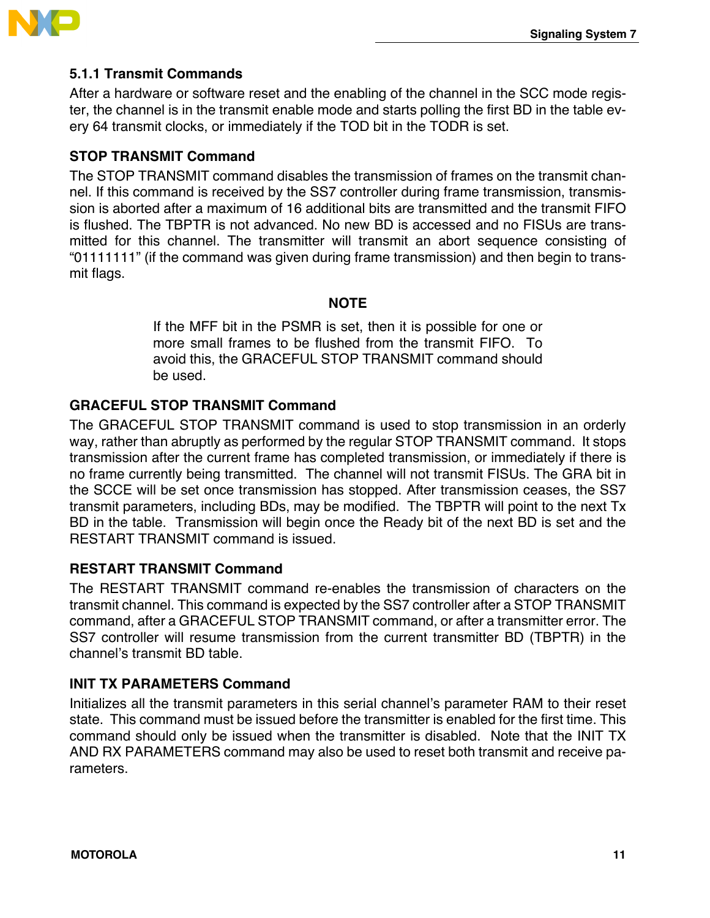### 5.1.1 Transmit Commands

After a hardware or software reset and the enabling of the channel in the SCC mode register, the channel is in the transmit enable mode and starts polling the first BD in the table every 64 transmit clocks, or immediately if the TOD bit in the TODR is set.

#### STOP TRANSMIT Command

The STOP TRANSMIT command disables the transmission of frames on the transmit channel. If this command is received by the SS7 controller during frame transmission, transmission is aborted after a maximum of 16 additional bits are transmitted and the transmit FIFO is flushed. The TBPTR is not advanced. No new BD is accessed and no FISUs are transmitted for this channel. The transmitter will transmit an abort sequence consisting of "01111111" (if the command was given during frame transmission) and then begin to transmit flags.

**NOTE**

If the MFF bit in the PSMR is set, then it is possible for one or more small frames to be flushed from the transmit FIFO. To avoid this, the GRACEFUL STOP TRANSMIT command should be used.

#### GRACEFUL STOP TRANSMIT Command

The GRACEFUL STOP TRANSMIT command is used to stop transmission in an orderly way, rather than abruptly as performed by the regular STOP TRANSMIT command. It stops transmission after the current frame has completed transmission, or immediately if there is no frame currently being transmitted. The channel will not transmit FISUs. The GRA bit in the SCCE will be set once transmission has stopped. After transmission ceases, the SS7 transmit parameters, including BDs, may be modified. The TBPTR will point to the next Tx BD in the table. Transmission will begin once the Ready bit of the next BD is set and the RESTART TRANSMIT command is issued.

#### RESTART TRANSMIT Command

The RESTART TRANSMIT command re-enables the transmission of characters on the transmit channel. This command is expected by the SS7 controller after a STOP TRANSMIT command, after a GRACEFUL STOP TRANSMIT command, or after a transmitter error. The SS7 controller will resume transmission from the current transmitter BD (TBPTR) in the channel's transmit BD table.

#### INIT TX PARAMETERS Command

Initializes all the transmit parameters in this serial channel's parameter RAM to their reset state. This command must be issued before the transmitter is enabled for the first time. This command should only be issued when the transmitter is disabled. Note that the INIT TX AND RX PARAMETERS command may also be used to reset both transmit and receive parameters.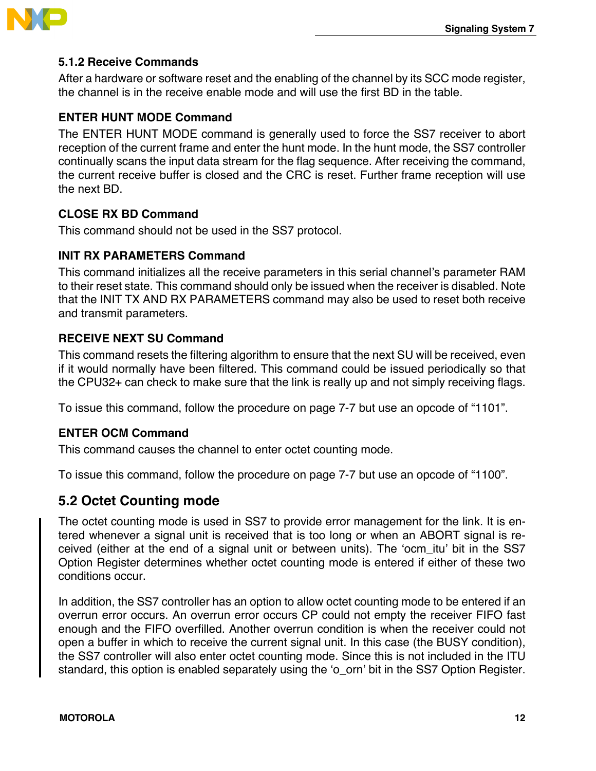### 5.1.2 Receive Commands

After a hardware or software reset and the enabling of the channel by its SCC mode register, the channel is in the receive enable mode and will use the first BD in the table.

#### ENTER HUNT MODE Command

The ENTER HUNT MODE command is generally used to force the SS7 receiver to abort reception of the current frame and enter the hunt mode. In the hunt mode, the SS7 controller continually scans the input data stream for the flag sequence. After receiving the command, the current receive buffer is closed and the CRC is reset. Further frame reception will use the next BD.

#### CLOSE RX BD Command

This command should not be used in the SS7 protocol.

#### INIT RX PARAMETERS Command

This command initializes all the receive parameters in this serial channel's parameter RAM to their reset state. This command should only be issued when the receiver is disabled. Note that the INIT TX AND RX PARAMETERS command may also be used to reset both receive and transmit parameters.

#### RECEIVE NEXT SU Command

This command resets the filtering algorithm to ensure that the next SU will be received, even if it would normally have been filtered. This command could be issued periodically so that the CPU32+ can check to make sure that the link is really up and not simply receiving flags.

To issue this command, follow the procedure on page 7-7 but use an opcode of "1101".

#### ENTER OCM Command

This command causes the channel to enter octet counting mode.

To issue this command, follow the procedure on page 7-7 but use an opcode of "1100".

## 5.2 Octet Counting mode

The octet counting mode is used in SS7 to provide error management for the link. It is entered whenever a signal unit is received that is too long or when an ABORT signal is received (either at the end of a signal unit or between units). The 'ocm_itu' bit in the SS7 Option Register determines whether octet counting mode is entered if either of these two conditions occur.

In addition, the SS7 controller has an option to allow octet counting mode to be entered if an overrun error occurs. An overrun error occurs CP could not empty the receiver FIFO fast enough and the FIFO overfilled. Another overrun condition is when the receiver could not open a buffer in which to receive the current signal unit. In this case (the BUSY condition), the SS7 controller will also enter octet counting mode. Since this is not included in the ITU standard, this option is enabled separately using the 'o_orn' bit in the SS7 Option Register.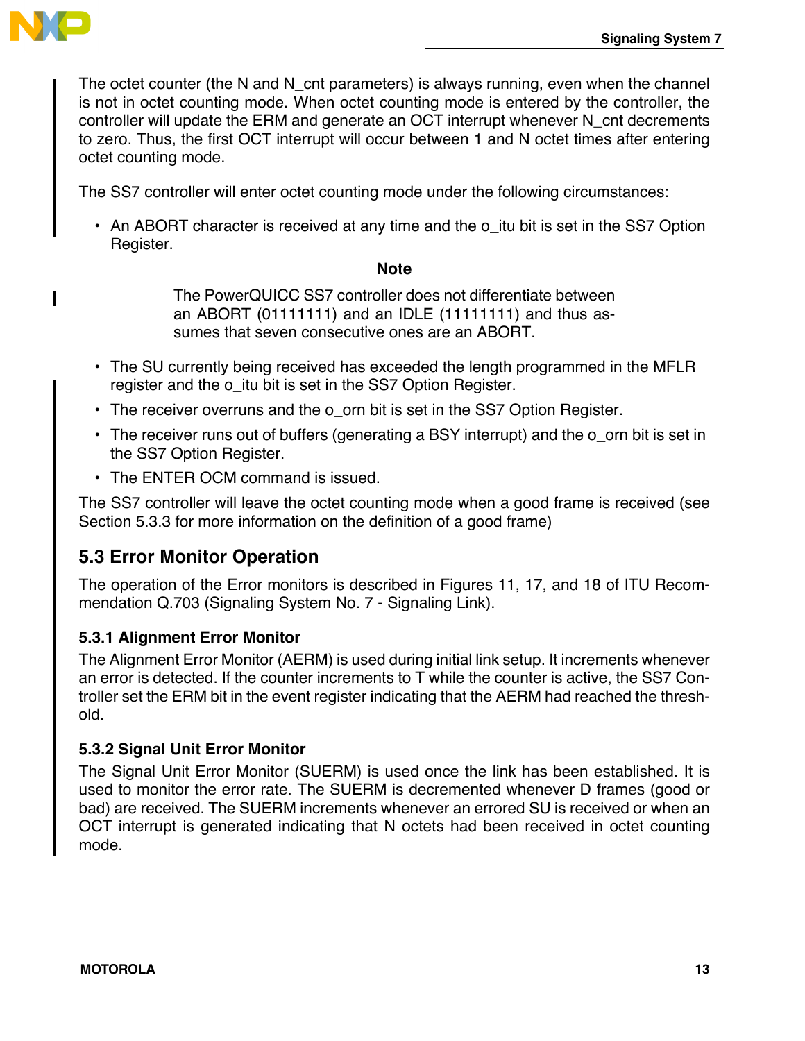The octet counter (the N and N_cnt parameters) is always running, even when the channel is not in octet counting mode. When octet counting mode is entered by the controller, the controller will update the ERM and generate an OCT interrupt whenever N_cnt decrements to zero. Thus, the first OCT interrupt will occur between 1 and N octet times after entering octet counting mode.

The SS7 controller will enter octet counting mode under the following circumstances:

- An ABORT character is received at any time and the o_itu bit is set in the SS7 Option Register.

**Note**

> The PowerQUICC SS7 controller does not differentiate between an ABORT (01111111) and an IDLE (11111111) and thus assumes that seven consecutive ones are an ABORT.

- The SU currently being received has exceeded the length programmed in the MFLR register and the o_itu bit is set in the SS7 Option Register.
- The receiver overruns and the o_orn bit is set in the SS7 Option Register.
- The receiver runs out of buffers (generating a BSY interrupt) and the o_orn bit is set in the SS7 Option Register.
- The ENTER OCM command is issued.

The SS7 controller will leave the octet counting mode when a good frame is received (see Section 5.3.3 for more information on the definition of a good frame)

## 5.3 Error Monitor Operation

The operation of the Error monitors is described in Figures 11, 17, and 18 of ITU Recommendation Q.703 (Signaling System No. 7 - Signaling Link).

### 5.3.1 Alignment Error Monitor

The Alignment Error Monitor (AERM) is used during initial link setup. It increments whenever an error is detected. If the counter increments to T while the counter is active, the SS7 Controller set the ERM bit in the event register indicating that the AERM had reached the threshold.

### 5.3.2 Signal Unit Error Monitor

The Signal Unit Error Monitor (SUERM) is used once the link has been established. It is used to monitor the error rate. The SUERM is decremented whenever D frames (good or bad) are received. The SUERM increments whenever an errored SU is received or when an OCT interrupt is generated indicating that N octets had been received in octet counting mode.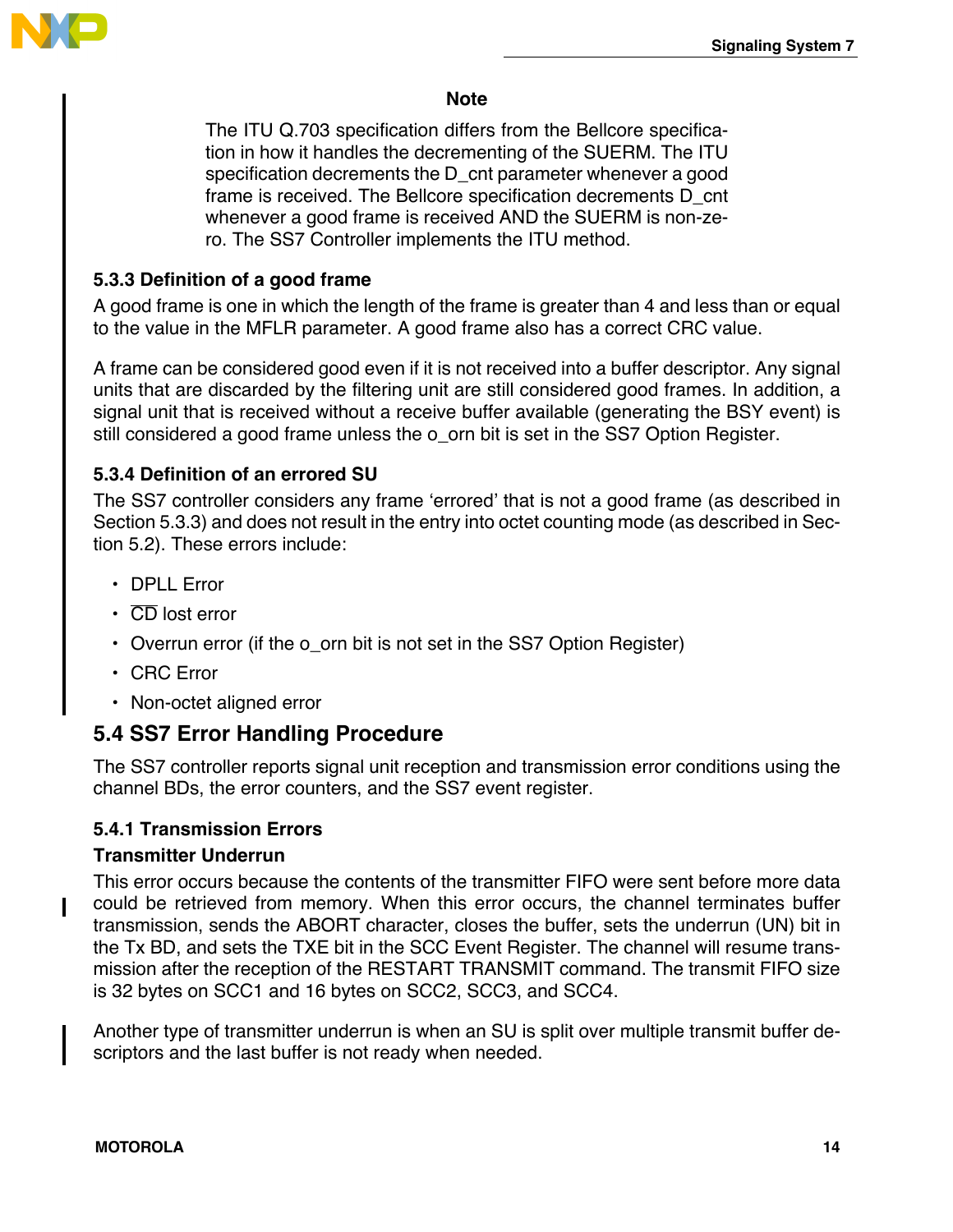**Note**

The ITU Q.703 specification differs from the Bellcore specification in how it handles the decrementing of the SUERM. The ITU specification decrements the D_cnt parameter whenever a good frame is received. The Bellcore specification decrements D_cnt whenever a good frame is received AND the SUERM is non-zero. The SS7 Controller implements the ITU method.

### 5.3.3 Definition of a good frame

A good frame is one in which the length of the frame is greater than 4 and less than or equal to the value in the MFLR parameter. A good frame also has a correct CRC value.

A frame can be considered good even if it is not received into a buffer descriptor. Any signal units that are discarded by the filtering unit are still considered good frames. In addition, a signal unit that is received without a receive buffer available (generating the BSY event) is still considered a good frame unless the o_orn bit is set in the SS7 Option Register.

### 5.3.4 Definition of an errored SU

The SS7 controller considers any frame 'errored' that is not a good frame (as described in Section 5.3.3) and does not result in the entry into octet counting mode (as described in Section 5.2). These errors include:

- DPLL Error
- $\overline{\text{CD}}$ lost error
- Overrun error (if the o_orn bit is not set in the SS7 Option Register)
- CRC Error
- Non-octet aligned error

## 5.4 SS7 Error Handling Procedure

The SS7 controller reports signal unit reception and transmission error conditions using the channel BDs, the error counters, and the SS7 event register.

### 5.4.1 Transmission Errors

**Transmitter Underrun**

This error occurs because the contents of the transmitter FIFO were sent before more data could be retrieved from memory. When this error occurs, the channel terminates buffer transmission, sends the ABORT character, closes the buffer, sets the underrun (UN) bit in the Tx BD, and sets the TXE bit in the SCC Event Register. The channel will resume transmission after the reception of the RESTART TRANSMIT command. The transmit FIFO size is 32 bytes on SCC1 and 16 bytes on SCC2, SCC3, and SCC4.

Another type of transmitter underrun is when an SU is split over multiple transmit buffer descriptors and the last buffer is not ready when needed.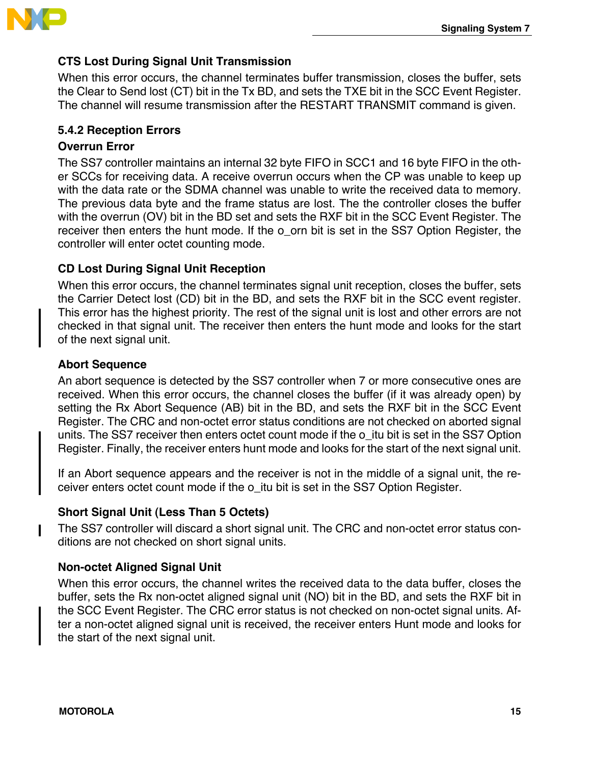### CTS Lost During Signal Unit Transmission

When this error occurs, the channel terminates buffer transmission, closes the buffer, sets the Clear to Send lost (CT) bit in the Tx BD, and sets the TXE bit in the SCC Event Register. The channel will resume transmission after the RESTART TRANSMIT command is given.

## 5.4.2 Reception Errors

### Overrun Error

The SS7 controller maintains an internal 32 byte FIFO in SCC1 and 16 byte FIFO in the other SCCs for receiving data. A receive overrun occurs when the CP was unable to keep up with the data rate or the SDMA channel was unable to write the received data to memory. The previous data byte and the frame status are lost. The the controller closes the buffer with the overrun (OV) bit in the BD set and sets the RXF bit in the SCC Event Register. The receiver then enters the hunt mode. If the o_orn bit is set in the SS7 Option Register, the controller will enter octet counting mode.

### CD Lost During Signal Unit Reception

When this error occurs, the channel terminates signal unit reception, closes the buffer, sets the Carrier Detect lost (CD) bit in the BD, and sets the RXF bit in the SCC event register. This error has the highest priority. The rest of the signal unit is lost and other errors are not checked in that signal unit. The receiver then enters the hunt mode and looks for the start of the next signal unit.

### Abort Sequence

An abort sequence is detected by the SS7 controller when 7 or more consecutive ones are received. When this error occurs, the channel closes the buffer (if it was already open) by setting the Rx Abort Sequence (AB) bit in the BD, and sets the RXF bit in the SCC Event Register. The CRC and non-octet error status conditions are not checked on aborted signal units. The SS7 receiver then enters octet count mode if the o_itu bit is set in the SS7 Option Register. Finally, the receiver enters hunt mode and looks for the start of the next signal unit.

If an Abort sequence appears and the receiver is not in the middle of a signal unit, the receiver enters octet count mode if the o_itu bit is set in the SS7 Option Register.

### Short Signal Unit (Less Than 5 Octets)

The SS7 controller will discard a short signal unit. The CRC and non-octet error status conditions are not checked on short signal units.

### Non-octet Aligned Signal Unit

When this error occurs, the channel writes the received data to the data buffer, closes the buffer, sets the Rx non-octet aligned signal unit (NO) bit in the BD, and sets the RXF bit in the SCC Event Register. The CRC error status is not checked on non-octet signal units. After a non-octet aligned signal unit is received, the receiver enters Hunt mode and looks for the start of the next signal unit.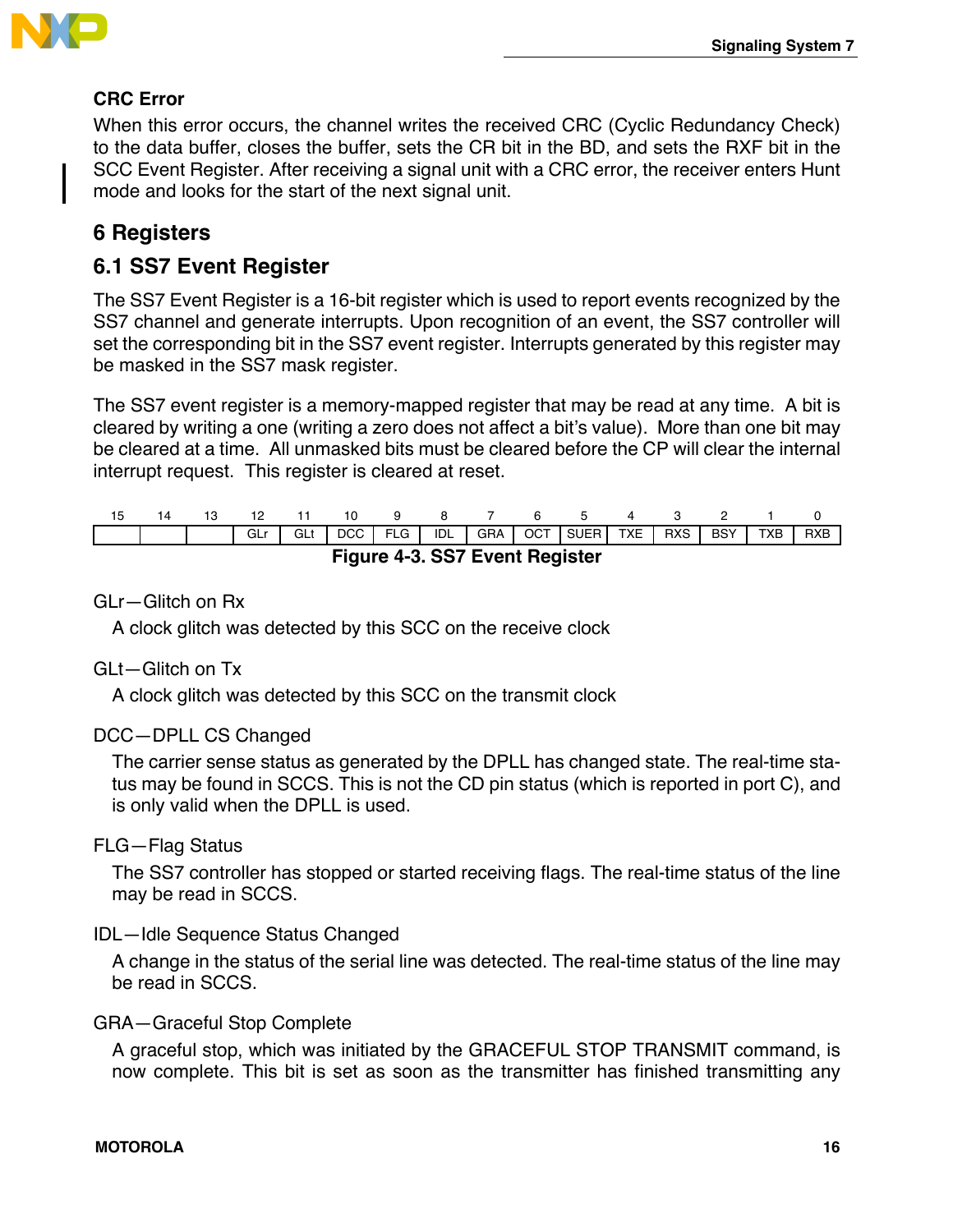### CRC Error

When this error occurs, the channel writes the received CRC (Cyclic Redundancy Check) to the data buffer, closes the buffer, sets the CR bit in the BD, and sets the RXF bit in the SCC Event Register. After receiving a signal unit with a CRC error, the receiver enters Hunt mode and looks for the start of the next signal unit.

# 6 Registers

## 6.1 SS7 Event Register

The SS7 Event Register is a 16-bit register which is used to report events recognized by the SS7 channel and generate interrupts. Upon recognition of an event, the SS7 controller will set the corresponding bit in the SS7 event register. Interrupts generated by this register may be masked in the SS7 mask register.

The SS7 event register is a memory-mapped register that may be read at any time. A bit is cleared by writing a one (writing a zero does not affect a bit's value). More than one bit may be cleared at a time. All unmasked bits must be cleared before the CP will clear the internal interrupt request. This register is cleared at reset.

| 15 | 14 | 13 | 12 | 11 | 10 | 9 | 8 | 7 | 6 | 5 | 4 | 3 | 2 | 1 | 0 |
|---|---|---|---|---|---|---|---|---|---|---|---|---|---|---|---|
| | | | GLr | GLt | DCC | FLG | IDL | GRA | OCT | SUER | TXE | RXS | BSY | TXB | RXB |

**Figure 4-3. SS7 Event Register**

GLr—Glitch on Rx

A clock glitch was detected by this SCC on the receive clock

GLt—Glitch on Tx

A clock glitch was detected by this SCC on the transmit clock

DCC—DPLL CS Changed

The carrier sense status as generated by the DPLL has changed state. The real-time status may be found in SCCS. This is not the CD pin status (which is reported in port C), and is only valid when the DPLL is used.

FLG—Flag Status

The SS7 controller has stopped or started receiving flags. The real-time status of the line may be read in SCCS.

IDL—Idle Sequence Status Changed

A change in the status of the serial line was detected. The real-time status of the line may be read in SCCS.

GRA—Graceful Stop Complete

A graceful stop, which was initiated by the GRACEFUL STOP TRANSMIT command, is now complete. This bit is set as soon as the transmitter has finished transmitting any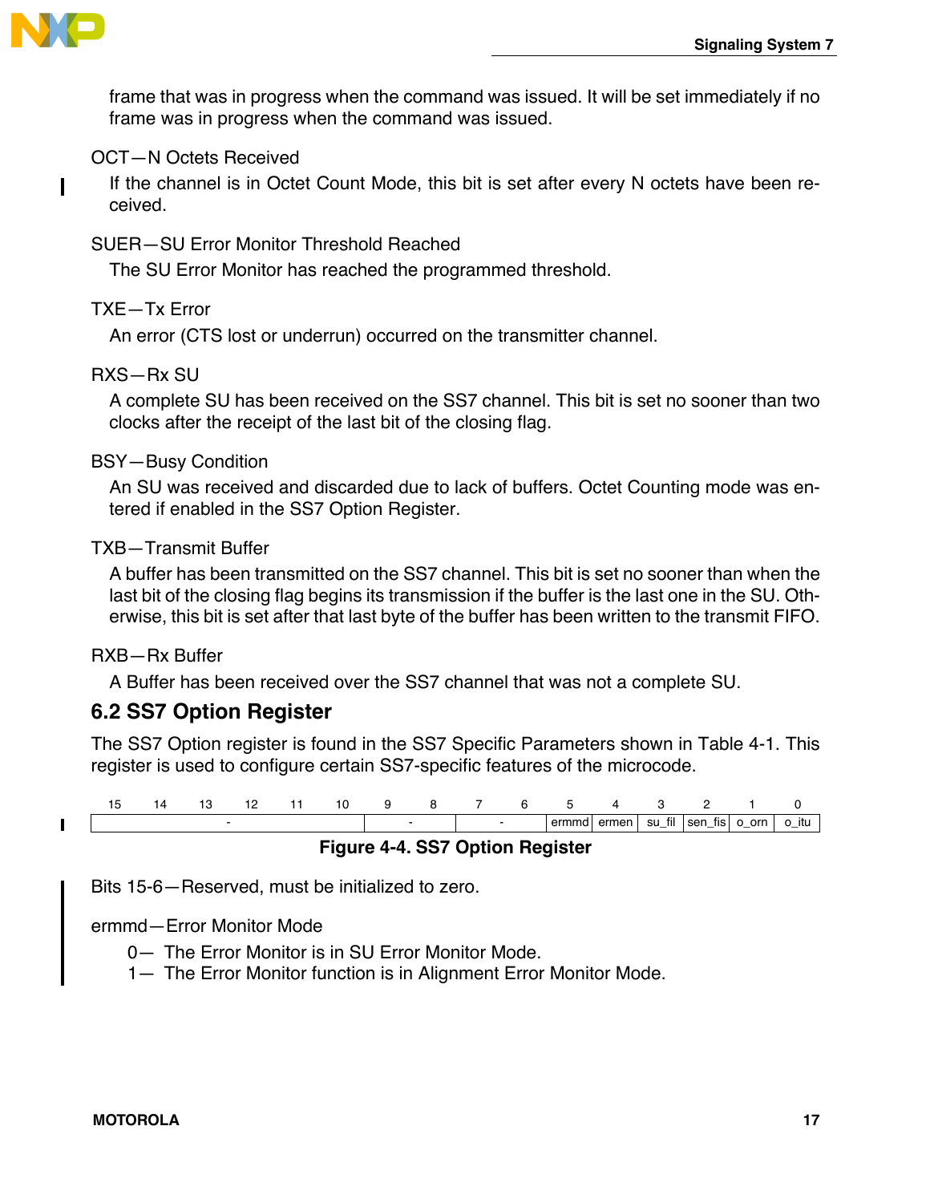frame that was in progress when the command was issued. It will be set immediately if no frame was in progress when the command was issued.

OCT—N Octets Received

If the channel is in Octet Count Mode, this bit is set after every N octets have been received.

SUER—SU Error Monitor Threshold Reached

The SU Error Monitor has reached the programmed threshold.

TXE—Tx Error

An error (CTS lost or underrun) occurred on the transmitter channel.

RXS—Rx SU

A complete SU has been received on the SS7 channel. This bit is set no sooner than two clocks after the receipt of the last bit of the closing flag.

BSY—Busy Condition

An SU was received and discarded due to lack of buffers. Octet Counting mode was entered if enabled in the SS7 Option Register.

TXB—Transmit Buffer

A buffer has been transmitted on the SS7 channel. This bit is set no sooner than when the last bit of the closing flag begins its transmission if the buffer is the last one in the SU. Otherwise, this bit is set after that last byte of the buffer has been written to the transmit FIFO.

RXB—Rx Buffer

A Buffer has been received over the SS7 channel that was not a complete SU.

## 6.2 SS7 Option Register

The SS7 Option register is found in the SS7 Specific Parameters shown in Table 4-1. This register is used to configure certain SS7-specific features of the microcode.

| 15 | 14 | 13 | 12 | 11 | 10 | 9 | 8 | 7 | 6 | 5 | 4 | 3 | 2 | 1 | 0 |
|---|---|---|---|---|---|---|---|---|---|---|---|---|---|---|---|
| - | | | | | | - | | - | | ermmd | ermen | su_fil | sen_fis | o_orn | o_itu |

**Figure 4-4. SS7 Option Register**

Bits 15-6—Reserved, must be initialized to zero.

ermmd—Error Monitor Mode

0— The Error Monitor is in SU Error Monitor Mode.
1— The Error Monitor function is in Alignment Error Monitor Mode.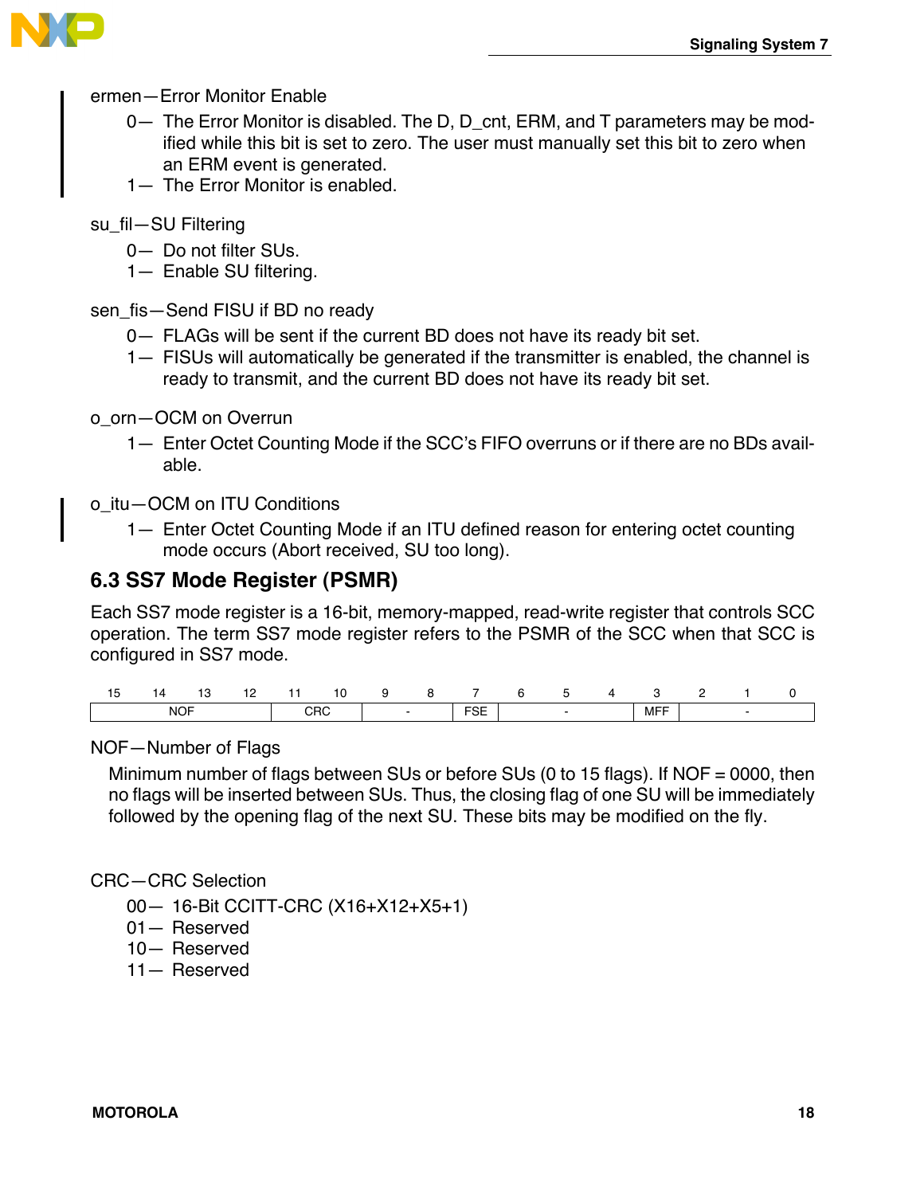ermen—Error Monitor Enable

- 0— The Error Monitor is disabled. The D, D_cnt, ERM, and T parameters may be modified while this bit is set to zero. The user must manually set this bit to zero when an ERM event is generated.
- 1— The Error Monitor is enabled.

su_fil—SU Filtering

- 0— Do not filter SUs.
- 1— Enable SU filtering.

sen_fis—Send FISU if BD no ready

- 0— FLAGs will be sent if the current BD does not have its ready bit set.
- 1— FISUs will automatically be generated if the transmitter is enabled, the channel is ready to transmit, and the current BD does not have its ready bit set.

o_orn—OCM on Overrun

- 1— Enter Octet Counting Mode if the SCC's FIFO overruns or if there are no BDs available.

o_itu—OCM on ITU Conditions

- 1— Enter Octet Counting Mode if an ITU defined reason for entering octet counting mode occurs (Abort received, SU too long).

## 6.3 SS7 Mode Register (PSMR)

Each SS7 mode register is a 16-bit, memory-mapped, read-write register that controls SCC operation. The term SS7 mode register refers to the PSMR of the SCC when that SCC is configured in SS7 mode.

| 15 | 14 | 13 | 12 | 11 | 10 | 9 | 8 | 7 | 6 | 5 | 4 | 3 | 2 | 1 | 0 |
|---|---|---|---|---|---|---|---|---|---|---|---|---|---|---|---|
| NOF | | | | CRC | | - | | FSE | - | | | MFF | - | | |

NOF—Number of Flags

Minimum number of flags between SUs or before SUs (0 to 15 flags). If NOF = 0000, then no flags will be inserted between SUs. Thus, the closing flag of one SU will be immediately followed by the opening flag of the next SU. These bits may be modified on the fly.

CRC—CRC Selection

- 00— 16-Bit CCITT-CRC (X16+X12+X5+1)
- 01— Reserved
- 10— Reserved
- 11— Reserved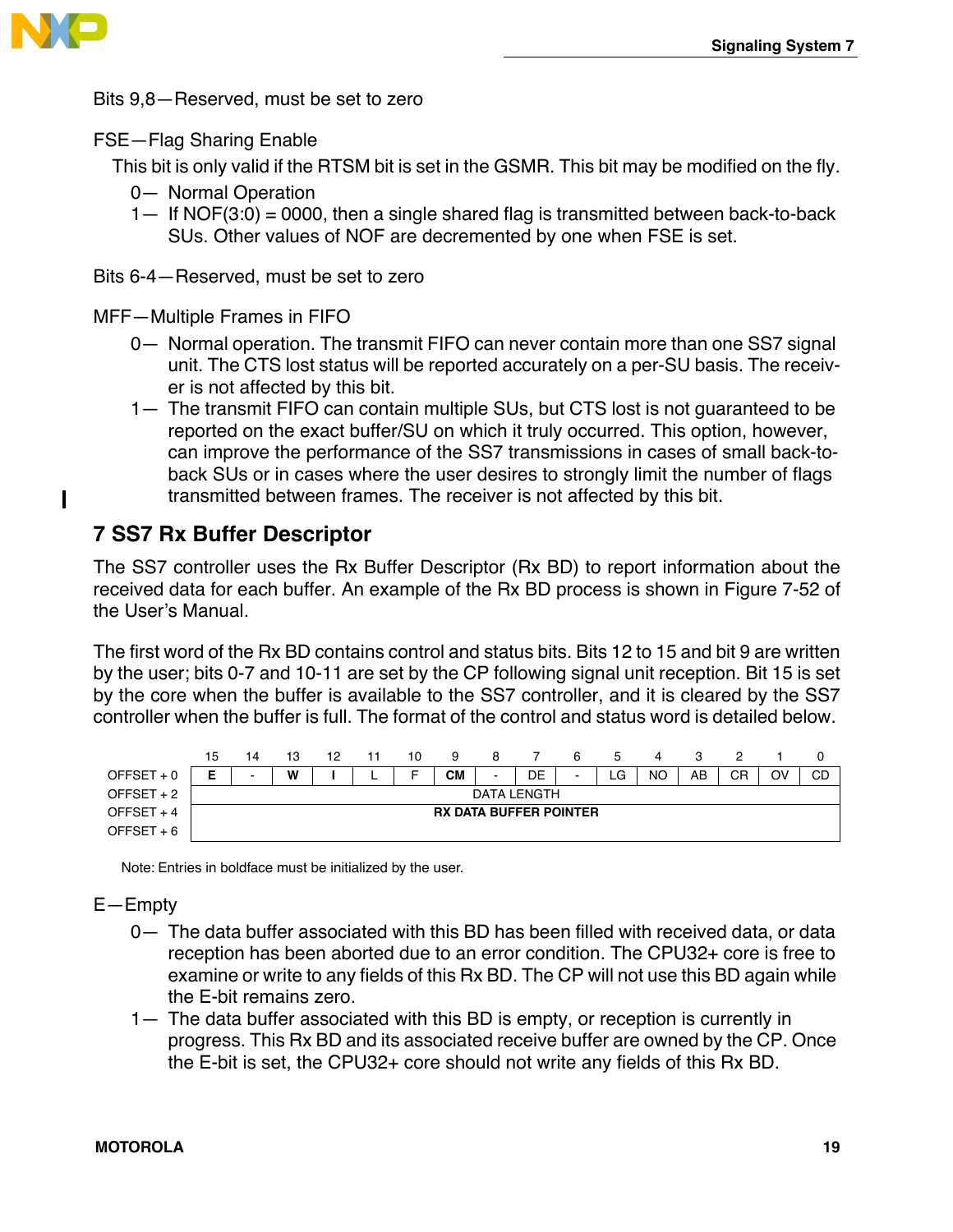Bits 9,8—Reserved, must be set to zero

FSE—Flag Sharing Enable

This bit is only valid if the RTSM bit is set in the GSMR. This bit may be modified on the fly.

0— Normal Operation

1— If NOF(3:0) = 0000, then a single shared flag is transmitted between back-to-back SUs. Other values of NOF are decremented by one when FSE is set.

Bits 6-4—Reserved, must be set to zero

MFF—Multiple Frames in FIFO

0— Normal operation. The transmit FIFO can never contain more than one SS7 signal unit. The CTS lost status will be reported accurately on a per-SU basis. The receiver is not affected by this bit.

1— The transmit FIFO can contain multiple SUs, but CTS lost is not guaranteed to be reported on the exact buffer/SU on which it truly occurred. This option, however, can improve the performance of the SS7 transmissions in cases of small back-to-back SUs or in cases where the user desires to strongly limit the number of flags transmitted between frames. The receiver is not affected by this bit.

## 7 SS7 Rx Buffer Descriptor

The SS7 controller uses the Rx Buffer Descriptor (Rx BD) to report information about the received data for each buffer. An example of the Rx BD process is shown in Figure 7-52 of the User's Manual.

The first word of the Rx BD contains control and status bits. Bits 12 to 15 and bit 9 are written by the user; bits 0-7 and 10-11 are set by the CP following signal unit reception. Bit 15 is set by the core when the buffer is available to the SS7 controller, and it is cleared by the SS7 controller when the buffer is full. The format of the control and status word is detailed below.

| | 15 | 14 | 13 | 12 | 11 | 10 | 9 | 8 | 7 | 6 | 5 | 4 | 3 | 2 | 1 | 0 |
|---|---|---|---|---|---|---|---|---|---|---|---|---|---|---|---|---|
| OFFSET + 0 | **E** | - | **W** | **I** | L | F | **CM** | - | DE | - | LG | NO | AB | CR | OV | CD |
| OFFSET + 2 | DATA LENGTH | | | | | | | | | | | | | | | |
| OFFSET + 4 | **RX DATA BUFFER POINTER** | | | | | | | | | | | | | | | |
| OFFSET + 6 | | | | | | | | | | | | | | | | |

Note: Entries in boldface must be initialized by the user.

E—Empty

0— The data buffer associated with this BD has been filled with received data, or data reception has been aborted due to an error condition. The CPU32+ core is free to examine or write to any fields of this Rx BD. The CP will not use this BD again while the E-bit remains zero.

1— The data buffer associated with this BD is empty, or reception is currently in progress. This Rx BD and its associated receive buffer are owned by the CP. Once the E-bit is set, the CPU32+ core should not write any fields of this Rx BD.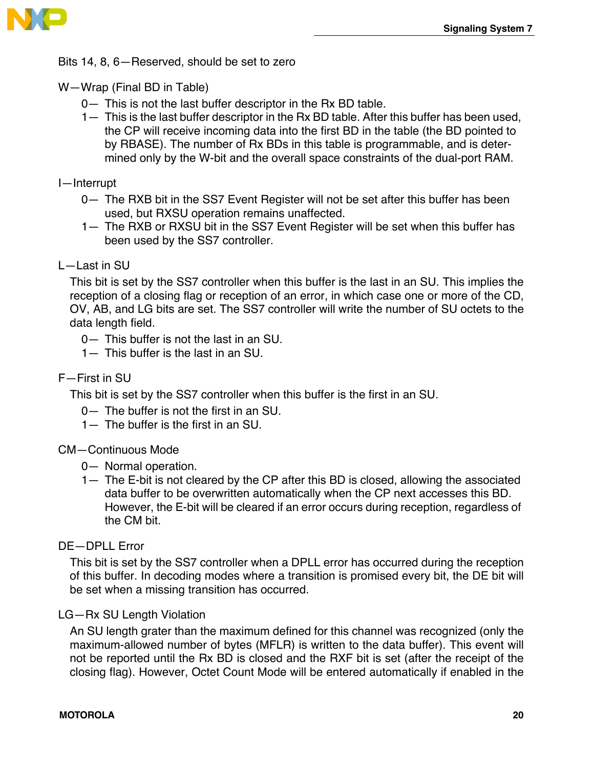Bits 14, 8, 6—Reserved, should be set to zero

W—Wrap (Final BD in Table)

- 0— This is not the last buffer descriptor in the Rx BD table.
- 1— This is the last buffer descriptor in the Rx BD table. After this buffer has been used, the CP will receive incoming data into the first BD in the table (the BD pointed to by RBASE). The number of Rx BDs in this table is programmable, and is determined only by the W-bit and the overall space constraints of the dual-port RAM.

I—Interrupt

- 0— The RXB bit in the SS7 Event Register will not be set after this buffer has been used, but RXSU operation remains unaffected.
- 1— The RXB or RXSU bit in the SS7 Event Register will be set when this buffer has been used by the SS7 controller.

L—Last in SU

This bit is set by the SS7 controller when this buffer is the last in an SU. This implies the reception of a closing flag or reception of an error, in which case one or more of the CD, OV, AB, and LG bits are set. The SS7 controller will write the number of SU octets to the data length field.

- 0— This buffer is not the last in an SU.
- 1— This buffer is the last in an SU.

F—First in SU

This bit is set by the SS7 controller when this buffer is the first in an SU.

- 0— The buffer is not the first in an SU.
- 1— The buffer is the first in an SU.

CM—Continuous Mode

- 0— Normal operation.
- 1— The E-bit is not cleared by the CP after this BD is closed, allowing the associated data buffer to be overwritten automatically when the CP next accesses this BD. However, the E-bit will be cleared if an error occurs during reception, regardless of the CM bit.

DE—DPLL Error

This bit is set by the SS7 controller when a DPLL error has occurred during the reception of this buffer. In decoding modes where a transition is promised every bit, the DE bit will be set when a missing transition has occurred.

LG—Rx SU Length Violation

An SU length grater than the maximum defined for this channel was recognized (only the maximum-allowed number of bytes (MFLR) is written to the data buffer). This event will not be reported until the Rx BD is closed and the RXF bit is set (after the receipt of the closing flag). However, Octet Count Mode will be entered automatically if enabled in the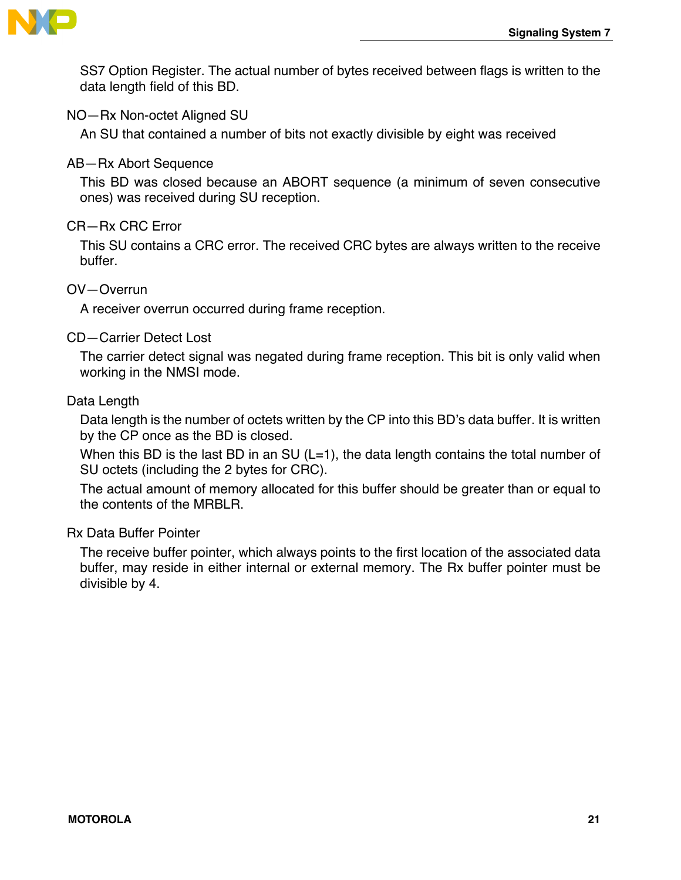SS7 Option Register. The actual number of bytes received between flags is written to the data length field of this BD.

NO—Rx Non-octet Aligned SU

An SU that contained a number of bits not exactly divisible by eight was received

AB—Rx Abort Sequence

This BD was closed because an ABORT sequence (a minimum of seven consecutive ones) was received during SU reception.

CR—Rx CRC Error

This SU contains a CRC error. The received CRC bytes are always written to the receive buffer.

OV—Overrun

A receiver overrun occurred during frame reception.

CD—Carrier Detect Lost

The carrier detect signal was negated during frame reception. This bit is only valid when working in the NMSI mode.

Data Length

Data length is the number of octets written by the CP into this BD's data buffer. It is written by the CP once as the BD is closed.

When this BD is the last BD in an SU (L=1), the data length contains the total number of SU octets (including the 2 bytes for CRC).

The actual amount of memory allocated for this buffer should be greater than or equal to the contents of the MRBLR.

Rx Data Buffer Pointer

The receive buffer pointer, which always points to the first location of the associated data buffer, may reside in either internal or external memory. The Rx buffer pointer must be divisible by 4.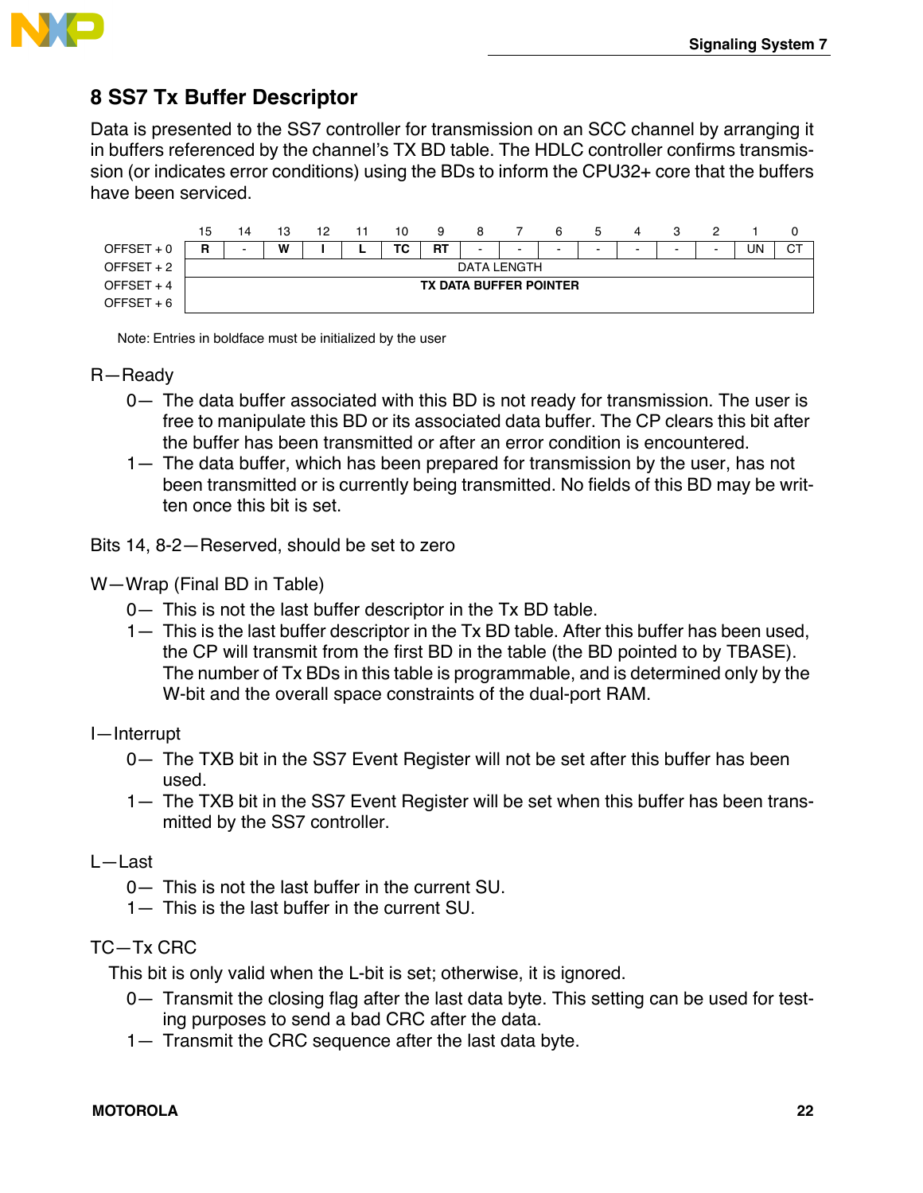## 8 SS7 Tx Buffer Descriptor

Data is presented to the SS7 controller for transmission on an SCC channel by arranging it in buffers referenced by the channel's TX BD table. The HDLC controller confirms transmission (or indicates error conditions) using the BDs to inform the CPU32+ core that the buffers have been serviced.

| | 15 | 14 | 13 | 12 | 11 | 10 | 9 | 8 | 7 | 6 | 5 | 4 | 3 | 2 | 1 | 0 |
|---|---|---|---|---|---|---|---|---|---|---|---|---|---|---|---|---|
| OFFSET + 0 | **R** | - | **W** | **I** | **L** | **TC** | **RT** | - | - | - | - | - | - | - | UN | CT |
| OFFSET + 2 | DATA LENGTH | | | | | | | | | | | | | | | |
| OFFSET + 4 | **TX DATA BUFFER POINTER** | | | | | | | | | | | | | | | |
| OFFSET + 6 | | | | | | | | | | | | | | | | |

Note: Entries in boldface must be initialized by the user

R—Ready

- 0— The data buffer associated with this BD is not ready for transmission. The user is free to manipulate this BD or its associated data buffer. The CP clears this bit after the buffer has been transmitted or after an error condition is encountered.
- 1— The data buffer, which has been prepared for transmission by the user, has not been transmitted or is currently being transmitted. No fields of this BD may be written once this bit is set.

Bits 14, 8-2—Reserved, should be set to zero

W—Wrap (Final BD in Table)

- 0— This is not the last buffer descriptor in the Tx BD table.
- 1— This is the last buffer descriptor in the Tx BD table. After this buffer has been used, the CP will transmit from the first BD in the table (the BD pointed to by TBASE). The number of Tx BDs in this table is programmable, and is determined only by the W-bit and the overall space constraints of the dual-port RAM.

I—Interrupt

- 0— The TXB bit in the SS7 Event Register will not be set after this buffer has been used.
- 1— The TXB bit in the SS7 Event Register will be set when this buffer has been transmitted by the SS7 controller.

L—Last

- 0— This is not the last buffer in the current SU.
- 1— This is the last buffer in the current SU.

TC—Tx CRC

This bit is only valid when the L-bit is set; otherwise, it is ignored.

- 0— Transmit the closing flag after the last data byte. This setting can be used for testing purposes to send a bad CRC after the data.
- 1— Transmit the CRC sequence after the last data byte.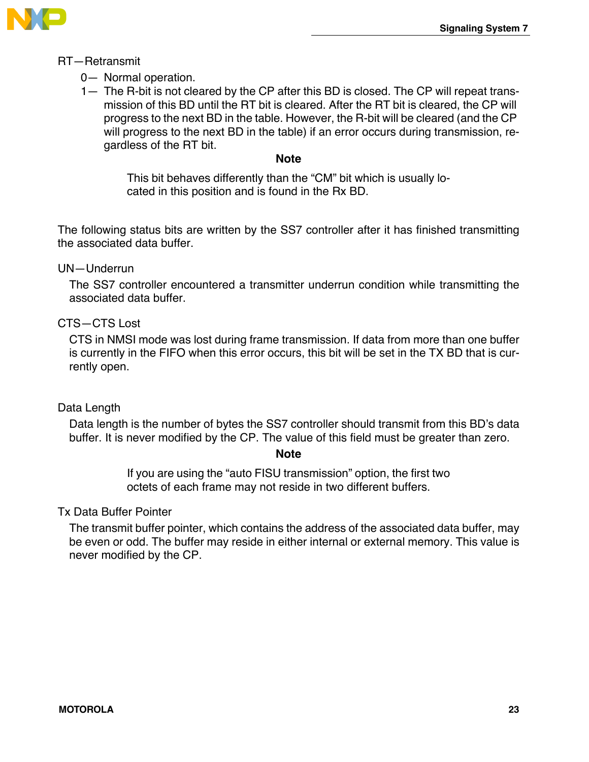RT—Retransmit

- 0— Normal operation.
- 1— The R-bit is not cleared by the CP after this BD is closed. The CP will repeat transmission of this BD until the RT bit is cleared. After the RT bit is cleared, the CP will progress to the next BD in the table. However, the R-bit will be cleared (and the CP will progress to the next BD in the table) if an error occurs during transmission, regardless of the RT bit.

**Note**

> This bit behaves differently than the “CM” bit which is usually located in this position and is found in the Rx BD.

The following status bits are written by the SS7 controller after it has finished transmitting the associated data buffer.

UN—Underrun

The SS7 controller encountered a transmitter underrun condition while transmitting the associated data buffer.

CTS—CTS Lost

CTS in NMSI mode was lost during frame transmission. If data from more than one buffer is currently in the FIFO when this error occurs, this bit will be set in the TX BD that is currently open.

Data Length

Data length is the number of bytes the SS7 controller should transmit from this BD’s data buffer. It is never modified by the CP. The value of this field must be greater than zero.

**Note**

> If you are using the “auto FISU transmission” option, the first two octets of each frame may not reside in two different buffers.

Tx Data Buffer Pointer

The transmit buffer pointer, which contains the address of the associated data buffer, may be even or odd. The buffer may reside in either internal or external memory. This value is never modified by the CP.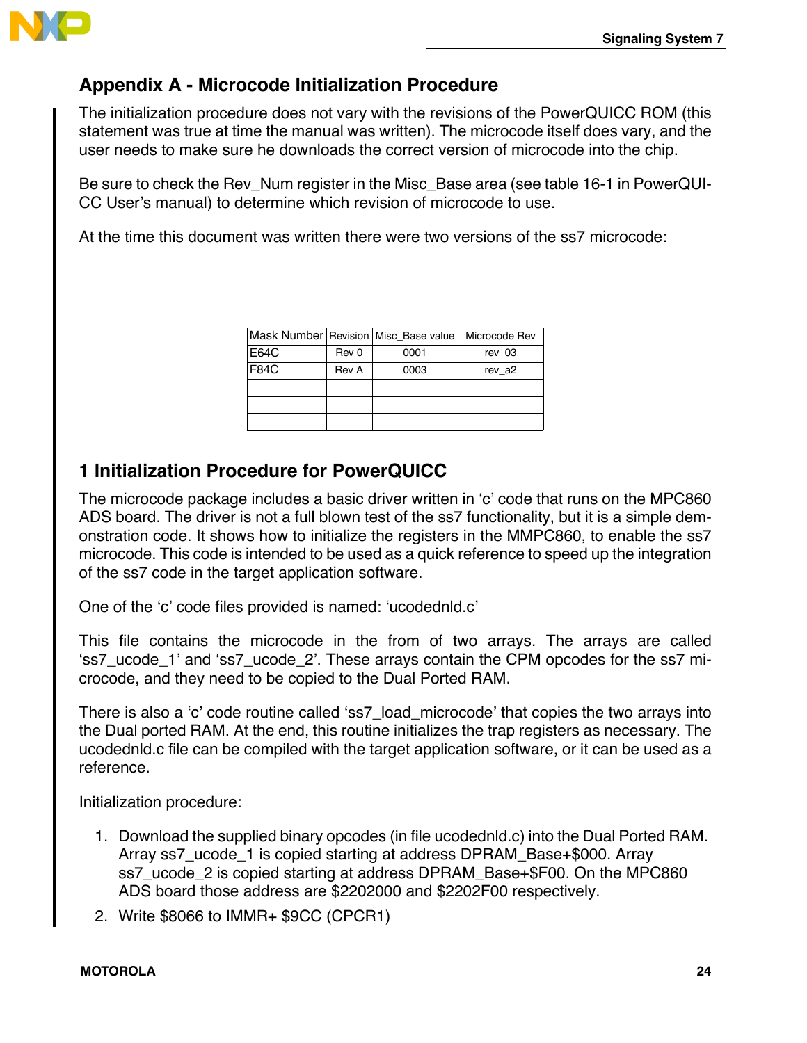## Appendix A - Microcode Initialization Procedure

The initialization procedure does not vary with the revisions of the PowerQUICC ROM (this statement was true at time the manual was written). The microcode itself does vary, and the user needs to make sure he downloads the correct version of microcode into the chip.

Be sure to check the Rev_Num register in the Misc_Base area (see table 16-1 in PowerQUICC User's manual) to determine which revision of microcode to use.

At the time this document was written there were two versions of the ss7 microcode:

| Mask Number | Revision | Misc_Base value | Microcode Rev |
|---|---|---|---|
| E64C | Rev 0 | 0001 | rev_03 |
| F84C | Rev A | 0003 | rev_a2 |
| | | | |
| | | | |
| | | | |

## 1 Initialization Procedure for PowerQUICC

The microcode package includes a basic driver written in 'c' code that runs on the MPC860 ADS board. The driver is not a full blown test of the ss7 functionality, but it is a simple demonstration code. It shows how to initialize the registers in the MMPC860, to enable the ss7 microcode. This code is intended to be used as a quick reference to speed up the integration of the ss7 code in the target application software.

One of the 'c' code files provided is named: 'ucodednld.c'

This file contains the microcode in the from of two arrays. The arrays are called 'ss7_ucode_1' and 'ss7_ucode_2'. These arrays contain the CPM opcodes for the ss7 microcode, and they need to be copied to the Dual Ported RAM.

There is also a 'c' code routine called 'ss7_load_microcode' that copies the two arrays into the Dual ported RAM. At the end, this routine initializes the trap registers as necessary. The ucodednld.c file can be compiled with the target application software, or it can be used as a reference.

Initialization procedure:

1. Download the supplied binary opcodes (in file ucodednld.c) into the Dual Ported RAM. Array ss7_ucode_1 is copied starting at address DPRAM_Base+$000. Array ss7_ucode_2 is copied starting at address DPRAM_Base+$F00. On the MPC860 ADS board those address are $2202000 and $2202F00 respectively.
2. Write $8066 to IMMR+ $9CC (CPCR1)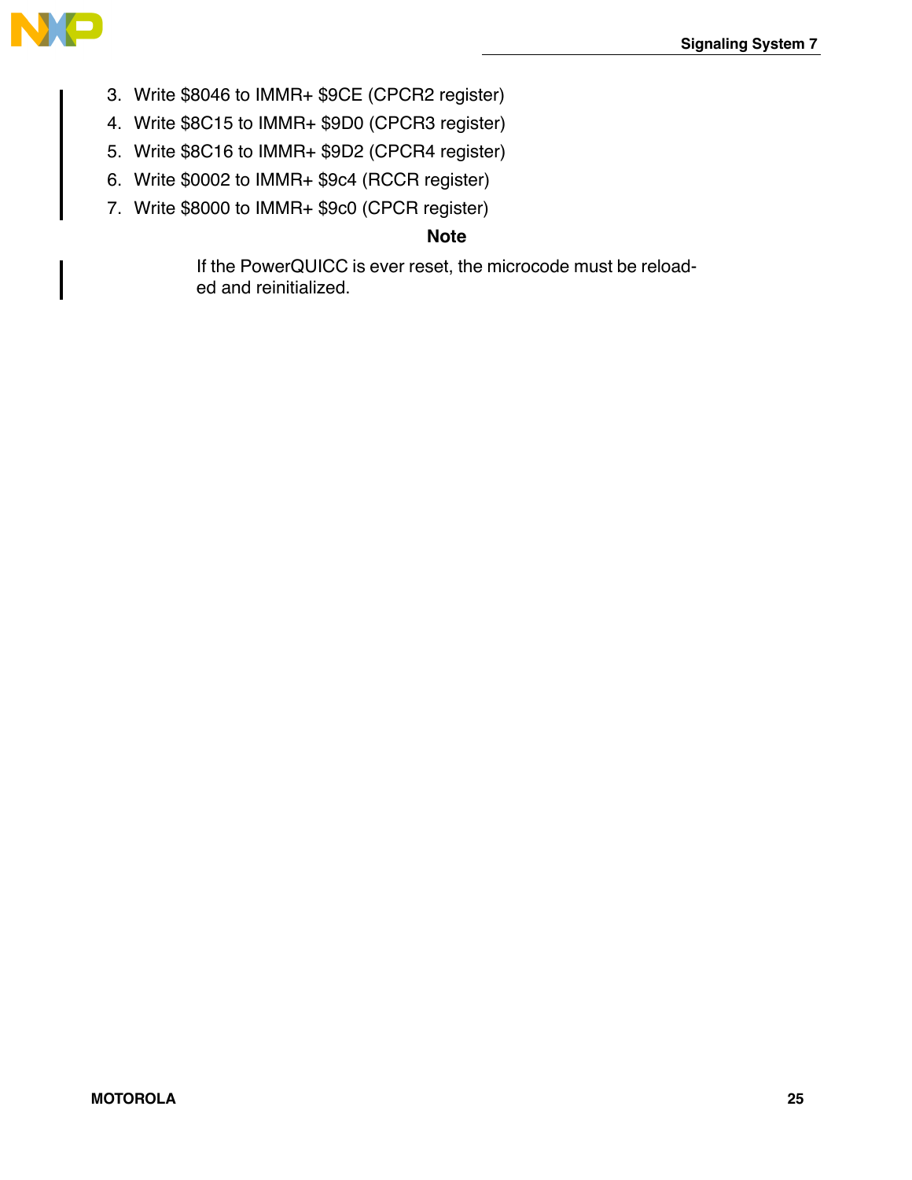3. Write $8046 to IMMR+ $9CE (CPCR2 register)
4. Write $8C15 to IMMR+ $9D0 (CPCR3 register)
5. Write $8C16 to IMMR+ $9D2 (CPCR4 register)
6. Write $0002 to IMMR+ $9c4 (RCCR register)
7. Write $8000 to IMMR+ $9c0 (CPCR register)

**Note**

If the PowerQUICC is ever reset, the microcode must be reloaded and reinitialized.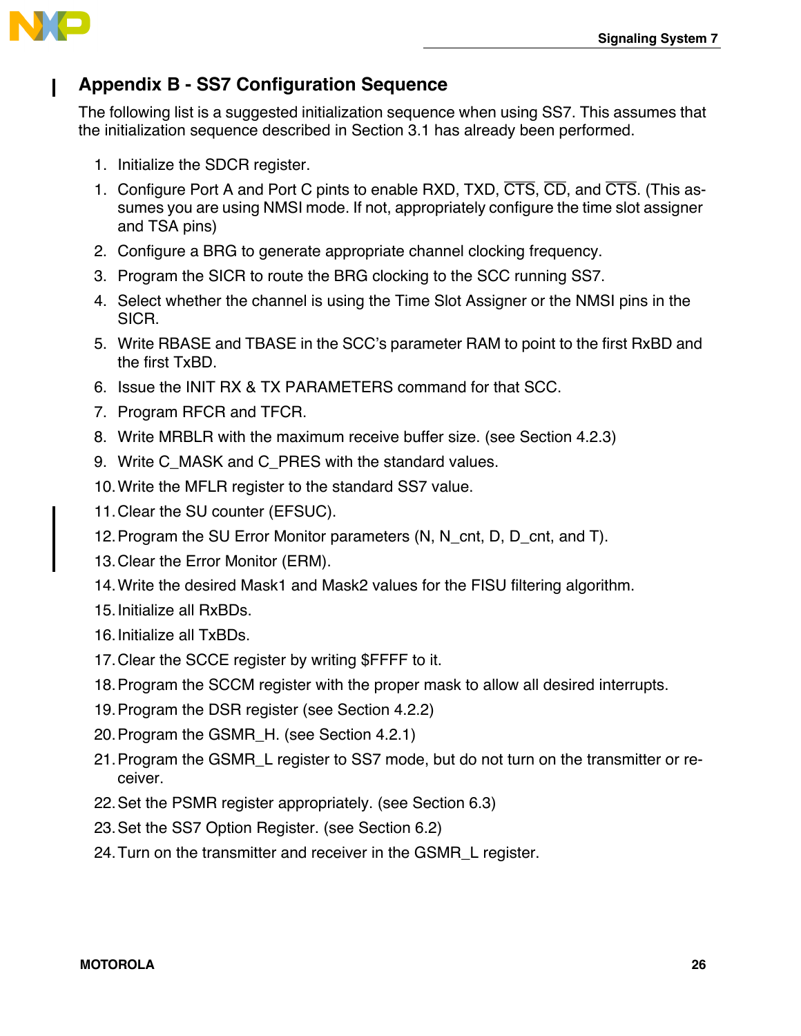## Appendix B - SS7 Configuration Sequence

The following list is a suggested initialization sequence when using SS7. This assumes that the initialization sequence described in Section 3.1 has already been performed.

1. Initialize the SDCR register.
1. Configure Port A and Port C pints to enable RXD, TXD, $\overline{\text{CTS}}$, $\overline{\text{CD}}$, and $\overline{\text{CTS}}$. (This assumes you are using NMSI mode. If not, appropriately configure the time slot assigner and TSA pins)
2. Configure a BRG to generate appropriate channel clocking frequency.
3. Program the SICR to route the BRG clocking to the SCC running SS7.
4. Select whether the channel is using the Time Slot Assigner or the NMSI pins in the SICR.
5. Write RBASE and TBASE in the SCC's parameter RAM to point to the first RxBD and the first TxBD.
6. Issue the INIT RX & TX PARAMETERS command for that SCC.
7. Program RFCR and TFCR.
8. Write MRBLR with the maximum receive buffer size. (see Section 4.2.3)
9. Write C_MASK and C_PRES with the standard values.
10. Write the MFLR register to the standard SS7 value.
11. Clear the SU counter (EFSUC).
12. Program the SU Error Monitor parameters (N, N_cnt, D, D_cnt, and T).
13. Clear the Error Monitor (ERM).
14. Write the desired Mask1 and Mask2 values for the FISU filtering algorithm.
15. Initialize all RxBDs.
16. Initialize all TxBDs.
17. Clear the SCCE register by writing $FFFF to it.
18. Program the SCCM register with the proper mask to allow all desired interrupts.
19. Program the DSR register (see Section 4.2.2)
20. Program the GSMR_H. (see Section 4.2.1)
21. Program the GSMR_L register to SS7 mode, but do not turn on the transmitter or receiver.
22. Set the PSMR register appropriately. (see Section 6.3)
23. Set the SS7 Option Register. (see Section 6.2)
24. Turn on the transmitter and receiver in the GSMR_L register.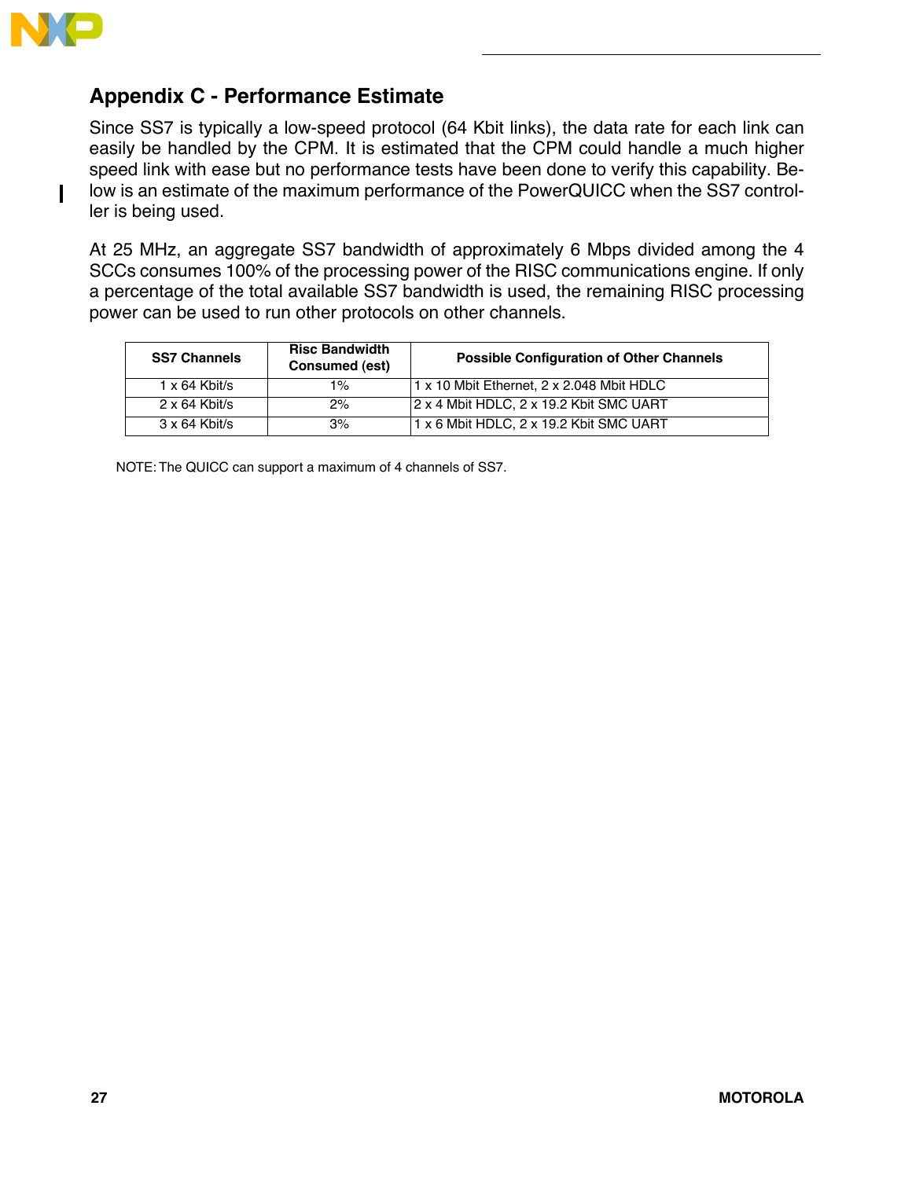## Appendix C - Performance Estimate

Since SS7 is typically a low-speed protocol (64 Kbit links), the data rate for each link can easily be handled by the CPM. It is estimated that the CPM could handle a much higher speed link with ease but no performance tests have been done to verify this capability. Below is an estimate of the maximum performance of the PowerQUICC when the SS7 controller is being used.

At 25 MHz, an aggregate SS7 bandwidth of approximately 6 Mbps divided among the 4 SCCs consumes 100% of the processing power of the RISC communications engine. If only a percentage of the total available SS7 bandwidth is used, the remaining RISC processing power can be used to run other protocols on other channels.

| SS7 Channels | Risc Bandwidth Consumed (est) | Possible Configuration of Other Channels |
|---|---|---|
| 1 x 64 Kbit/s | 1% | 1 x 10 Mbit Ethernet, 2 x 2.048 Mbit HDLC |
| 2 x 64 Kbit/s | 2% | 2 x 4 Mbit HDLC, 2 x 19.2 Kbit SMC UART |
| 3 x 64 Kbit/s | 3% | 1 x 6 Mbit HDLC, 2 x 19.2 Kbit SMC UART |

NOTE: The QUICC can support a maximum of 4 channels of SS7.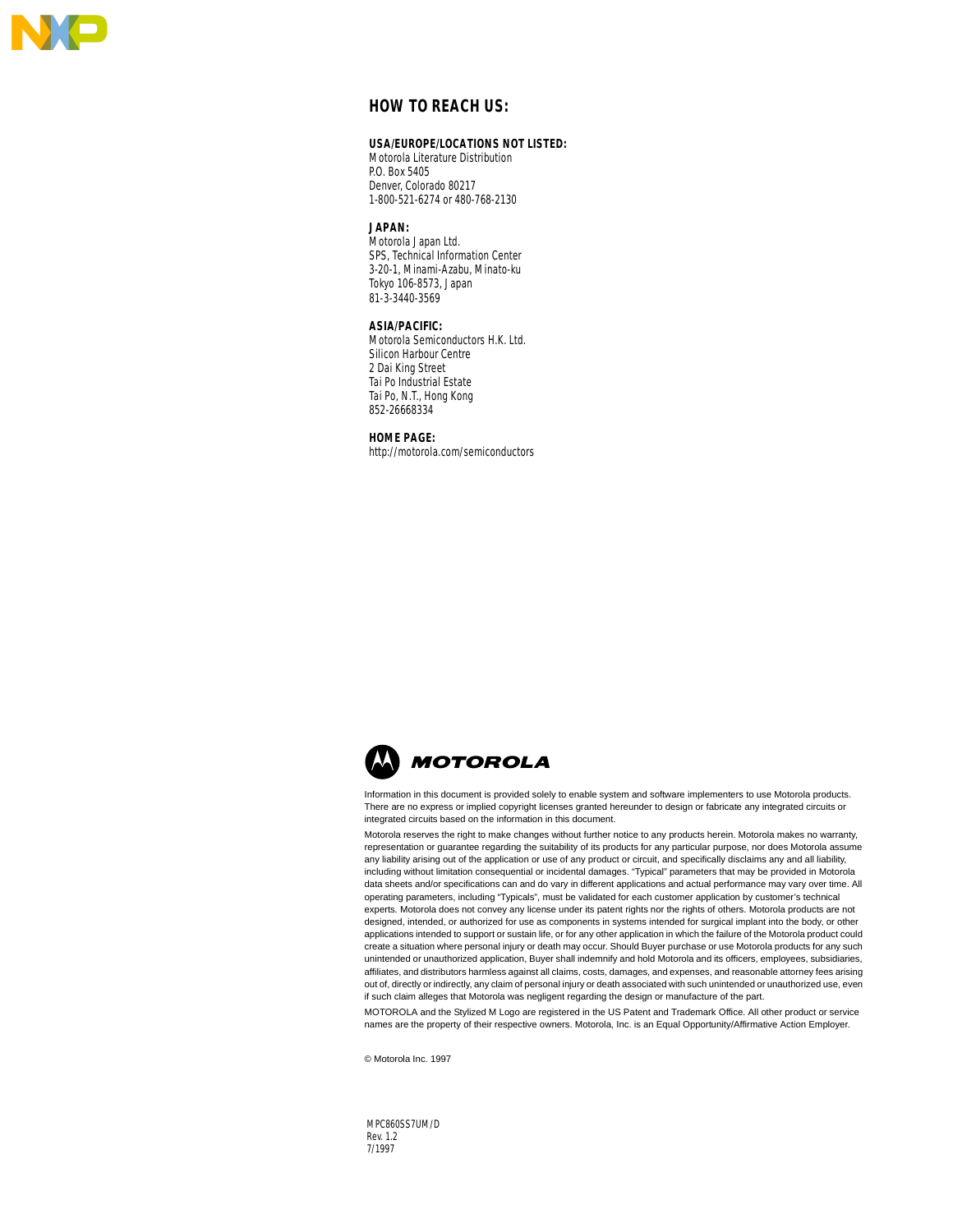## HOW TO REACH US:

**USA/EUROPE/LOCATIONS NOT LISTED:**
Motorola Literature Distribution
P.O. Box 5405
Denver, Colorado 80217
1-800-521-6274 or 480-768-2130

**JAPAN:**
Motorola Japan Ltd.
SPS, Technical Information Center
3-20-1, Minami-Azabu, Minato-ku
Tokyo 106-8573, Japan
81-3-3440-3569

**ASIA/PACIFIC:**
Motorola Semiconductors H.K. Ltd.
Silicon Harbour Centre
2 Dai King Street
Tai Po Industrial Estate
Tai Po, N.T., Hong Kong
852-26668334

**HOME PAGE:**
http://motorola.com/semiconductors

**MOTOROLA**

Information in this document is provided solely to enable system and software implementers to use Motorola products. There are no express or implied copyright licenses granted hereunder to design or fabricate any integrated circuits or integrated circuits based on the information in this document.

Motorola reserves the right to make changes without further notice to any products herein. Motorola makes no warranty, representation or guarantee regarding the suitability of its products for any particular purpose, nor does Motorola assume any liability arising out of the application or use of any product or circuit, and specifically disclaims any and all liability, including without limitation consequential or incidental damages. "Typical" parameters that may be provided in Motorola data sheets and/or specifications can and do vary in different applications and actual performance may vary over time. All operating parameters, including "Typicals", must be validated for each customer application by customer's technical experts. Motorola does not convey any license under its patent rights nor the rights of others. Motorola products are not designed, intended, or authorized for use as components in systems intended for surgical implant into the body, or other applications intended to support or sustain life, or for any other application in which the failure of the Motorola product could create a situation where personal injury or death may occur. Should Buyer purchase or use Motorola products for any such unintended or unauthorized application, Buyer shall indemnify and hold Motorola and its officers, employees, subsidiaries, affiliates, and distributors harmless against all claims, costs, damages, and expenses, and reasonable attorney fees arising out of, directly or indirectly, any claim of personal injury or death associated with such unintended or unauthorized use, even if such claim alleges that Motorola was negligent regarding the design or manufacture of the part.

MOTOROLA and the Stylized M Logo are registered in the US Patent and Trademark Office. All other product or service names are the property of their respective owners. Motorola, Inc. is an Equal Opportunity/Affirmative Action Employer.

© Motorola Inc. 1997

MPC860SS7UM/D
Rev. 1.2
7/1997